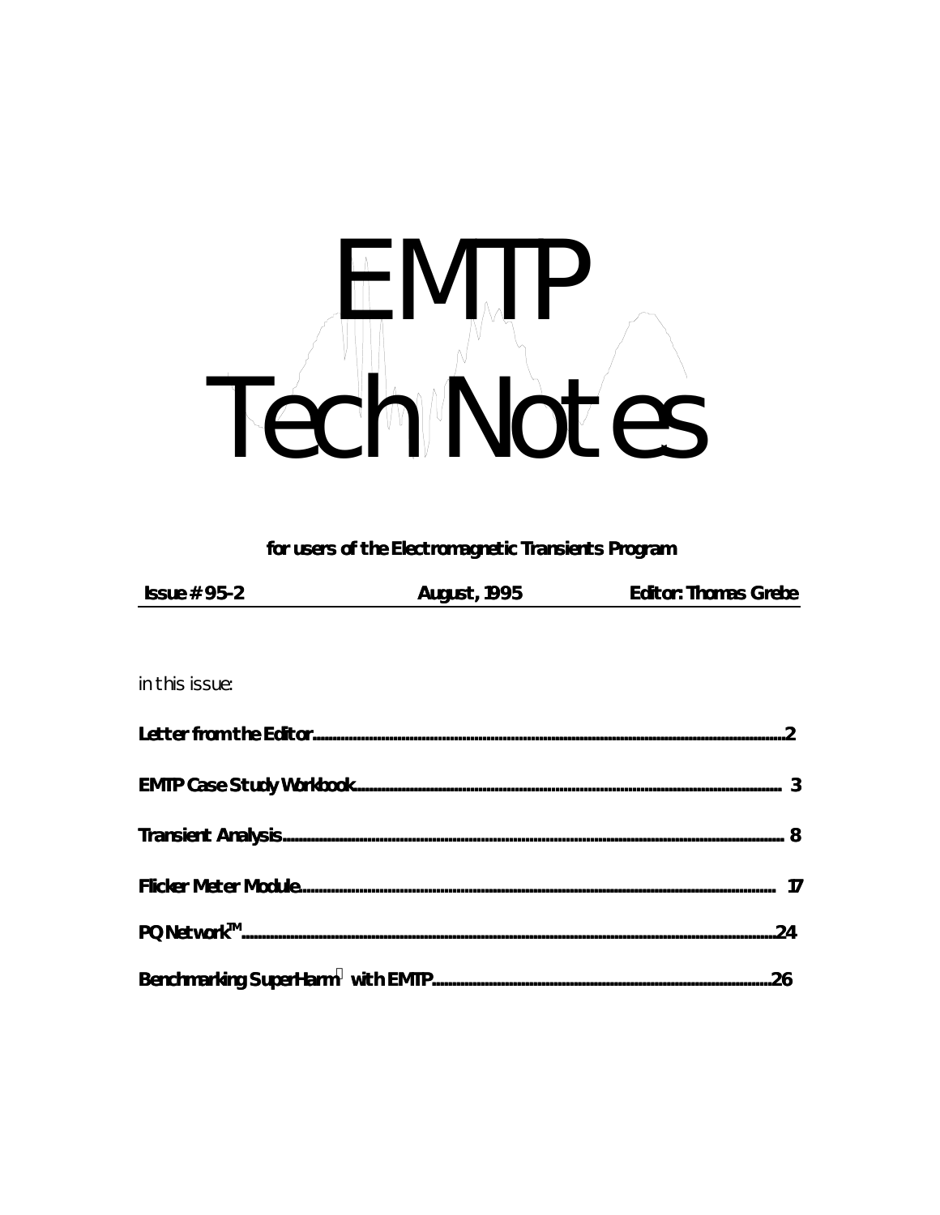# EMTP Tech Notes

**for users of the Electromagnetic Transients Program**

**Issue # 95-2** **August, 1995** **Editor: Thomas Grebe**

*in this issue:*

**Letter from the Editor**.....2

**EMTP Case Study Workbook**.....3

**Transient Analysis**.....8

**Flicker Meter Module**.....17

**PQ Network™**.....24

**Benchmarking SuperHarm with EMTP**.....26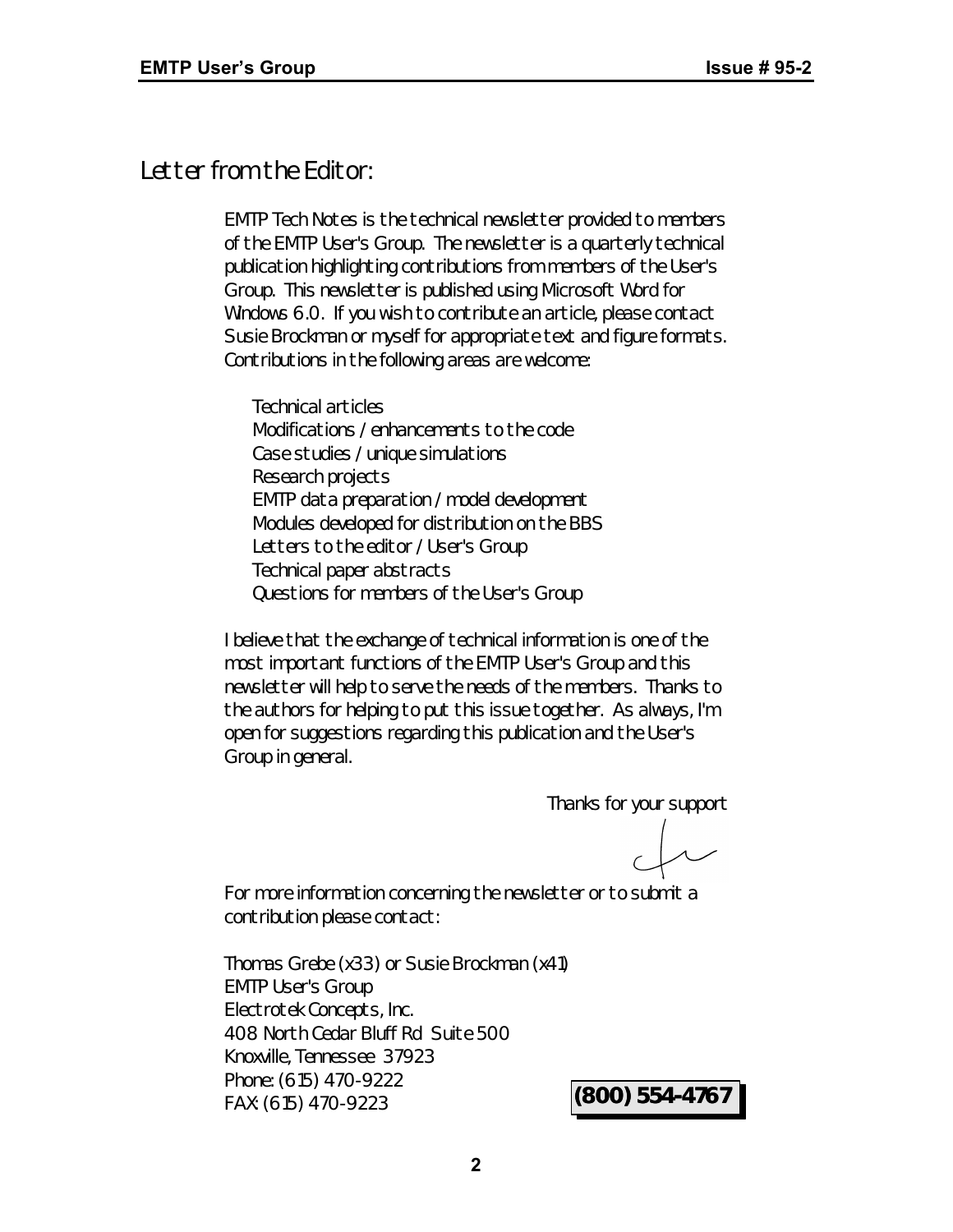# Letter from the Editor:

EMTP Tech Notes is the technical newsletter provided to members of the EMTP User's Group. The newsletter is a quarterly technical publication highlighting contributions from members of the User's Group. This newsletter is published using Microsoft Word for Windows 6.0. If you wish to contribute an article, please contact Susie Brockman or myself for appropriate text and figure formats. Contributions in the following areas are welcome:

- Technical articles
- Modifications / enhancements to the code
- Case studies / unique simulations
- Research projects
- EMTP data preparation / model development
- Modules developed for distribution on the BBS
- Letters to the editor / User's Group
- Technical paper abstracts
- Questions for members of the User's Group

I believe that the exchange of technical information is one of the most important functions of the EMTP User's Group and this newsletter will help to serve the needs of the members. Thanks to the authors for helping to put this issue together. As always, I'm open for suggestions regarding this publication and the User's Group in general.

Thanks for your support

For more information concerning the newsletter or to submit a contribution please contact:

Thomas Grebe (x33) or Susie Brockman (x41)
EMTP User's Group
Electrotek Concepts, Inc.
408 North Cedar Bluff Rd Suite 500
Knoxville, Tennessee 37923
Phone: (615) 470-9222
FAX: (615) 470-9223

**(800) 554-4767**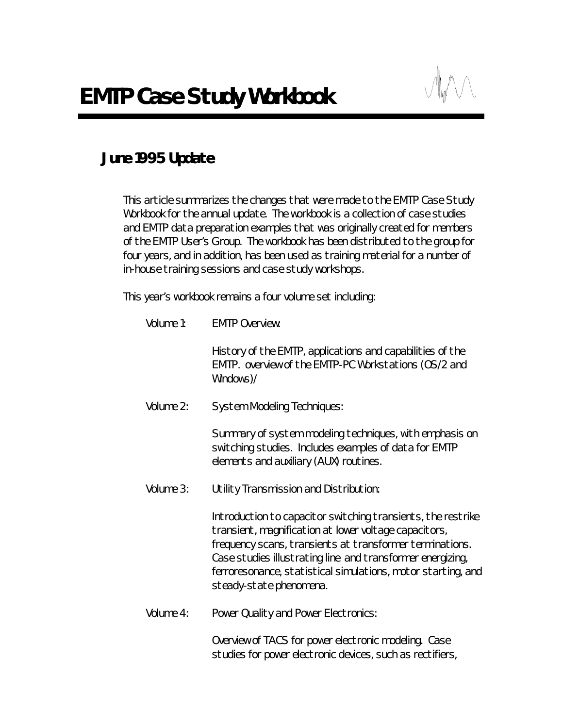# EMTP Case Study Workbook

## June 1995 Update

This article summarizes the changes that were made to the EMTP Case Study Workbook for the annual update. The workbook is a collection of case studies and EMTP data preparation examples that was originally created for members of the EMTP User's Group. The workbook has been distributed to the group for four years, and in addition, has been used as training material for a number of in-house training sessions and case study workshops.

This year's workbook remains a four volume set including:

Volume 1: EMTP Overview:

History of the EMTP, applications and capabilities of the EMTP. overview of the EMTP-PC Workstations (OS/2 and Windows)/

Volume 2: System Modeling Techniques:

Summary of system modeling techniques, with emphasis on switching studies. Includes examples of data for EMTP elements and auxiliary (AUX) routines.

Volume 3: Utility Transmission and Distribution:

Introduction to capacitor switching transients, the restrike transient, magnification at lower voltage capacitors, frequency scans, transients at transformer terminations. Case studies illustrating line and transformer energizing, ferroresonance, statistical simulations, motor starting, and steady-state phenomena.

Volume 4: Power Quality and Power Electronics:

Overview of TACS for power electronic modeling. Case studies for power electronic devices, such as rectifiers,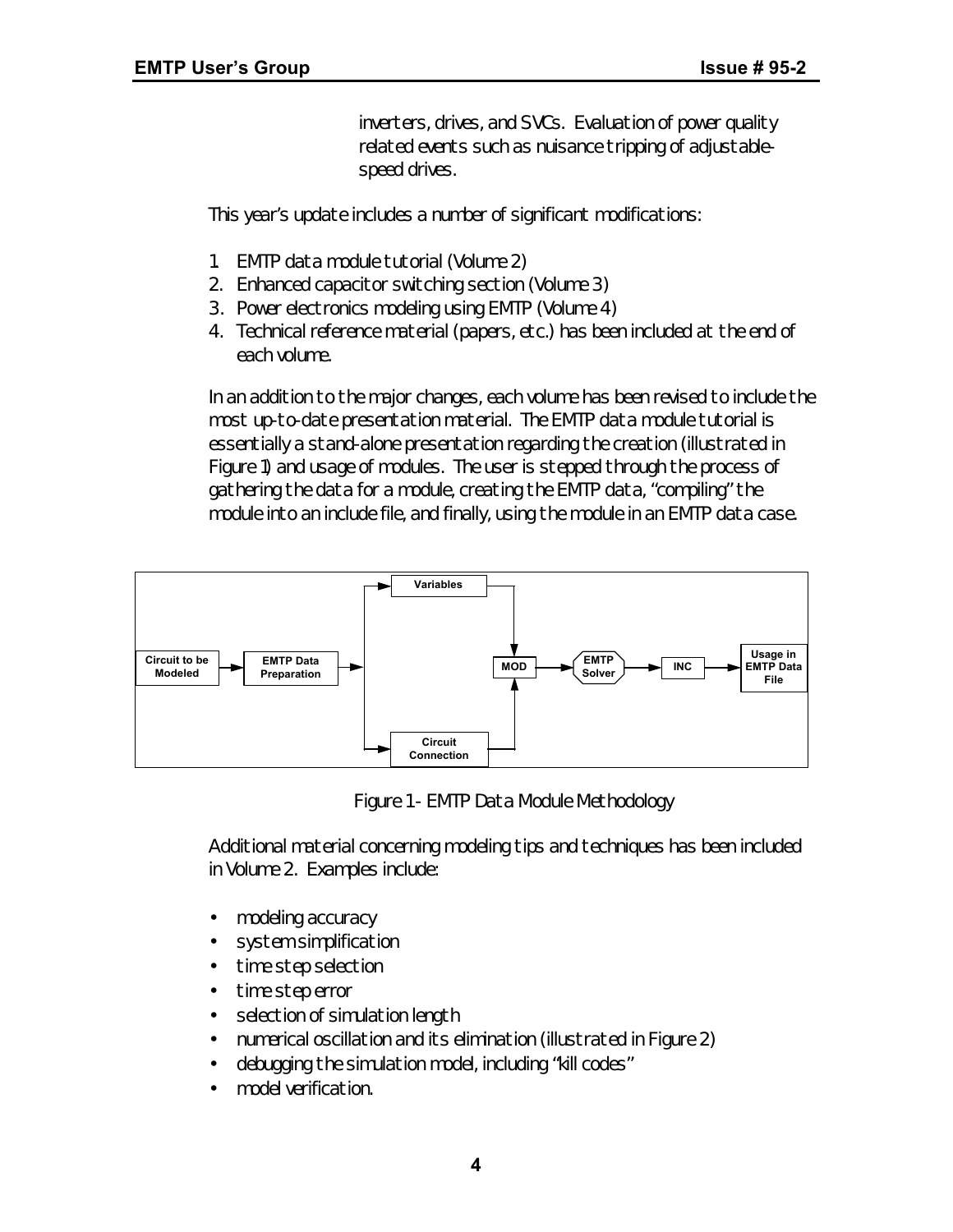inverters, drives, and SVCs. Evaluation of power quality related events such as nuisance tripping of adjustable-speed drives.

This year's update includes a number of significant modifications:

1. EMTP data module tutorial (Volume 2)
2. Enhanced capacitor switching section (Volume 3)
3. Power electronics modeling using EMTP (Volume 4)
4. Technical reference material (papers, etc.) has been included at the end of each volume.

In an addition to the major changes, each volume has been revised to include the most up-to-date presentation material. The EMTP data module tutorial is essentially a stand-alone presentation regarding the creation (illustrated in Figure 1) and usage of modules. The user is stepped through the process of gathering the data for a module, creating the EMTP data, "compiling" the module into an include file, and finally, using the module in an EMTP data case.

Figure 1 - EMTP Data Module Methodology

Additional material concerning modeling tips and techniques has been included in Volume 2. Examples include:

- modeling accuracy
- system simplification
- time step selection
- time step error
- selection of simulation length
- numerical oscillation and its elimination (illustrated in Figure 2)
- debugging the simulation model, including "kill codes"
- model verification.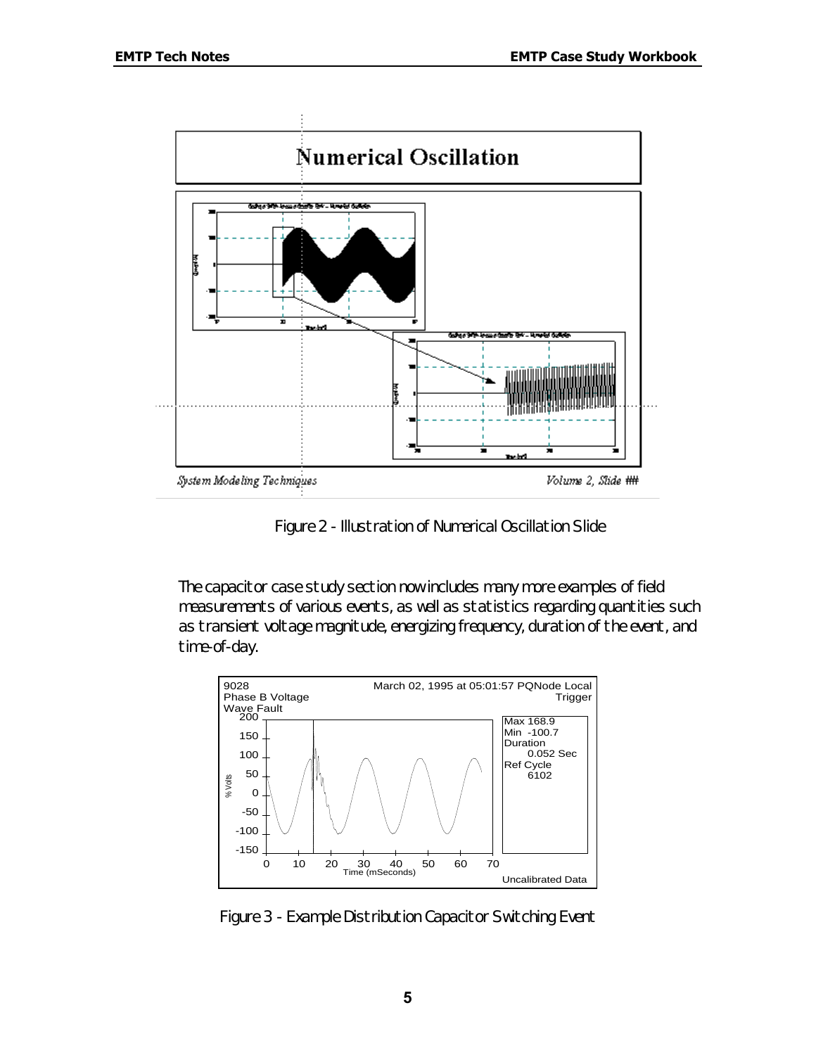Figure 2 - Illustration of Numerical Oscillation Slide

The capacitor case study section now includes many more examples of field measurements of various events, as well as statistics regarding quantities such as transient voltage magnitude, energizing frequency, duration of the event, and time-of-day.

Figure 3 - Example Distribution Capacitor Switching Event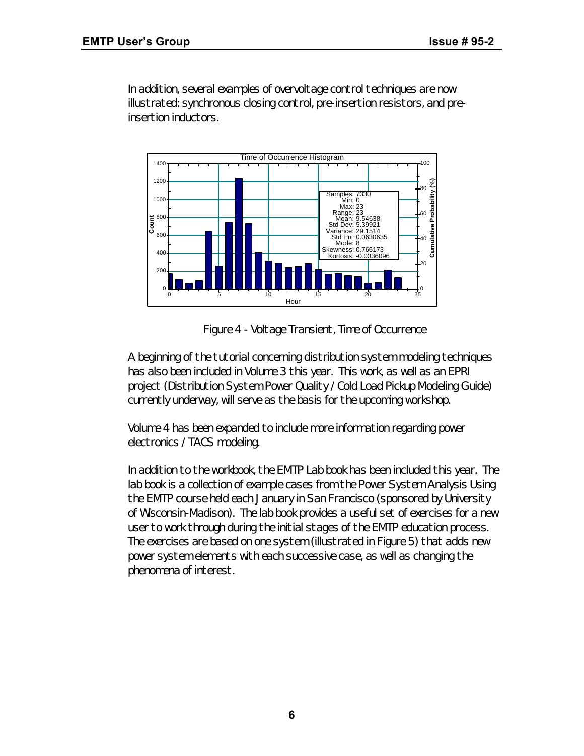In addition, several examples of overvoltage control techniques are now illustrated: synchronous closing control, pre-insertion resistors, and pre-insertion inductors.

Figure 4 - Voltage Transient, Time of Occurrence

A beginning of the tutorial concerning distribution system modeling techniques has also been included in Volume 3 this year. This work, as well as an EPRI project (Distribution System Power Quality / Cold Load Pickup Modeling Guide) currently underway, will serve as the basis for the upcoming workshop.

Volume 4 has been expanded to include more information regarding power electronics / TACS modeling.

In addition to the workbook, the EMTP Lab book has been included this year. The lab book is a collection of example cases from the Power System Analysis Using the EMTP course held each January in San Francisco (sponsored by University of Wisconsin-Madison). The lab book provides a useful set of exercises for a new user to work through during the initial stages of the EMTP education process. The exercises are based on one system (illustrated in Figure 5) that adds new power system elements with each successive case, as well as changing the phenomena of interest.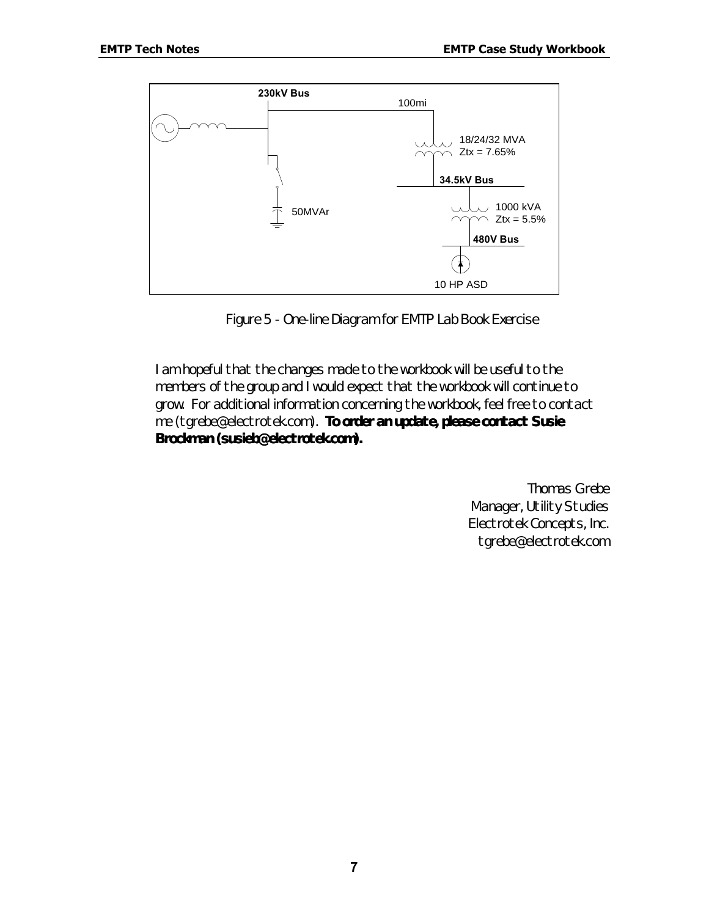230kV Bus

100mi

18/24/32 MVA
Ztx = 7.65%

34.5kV Bus

50MVAr

1000 kVA
Ztx = 5.5%

480V Bus

10 HP ASD

Figure 5 - One-line Diagram for EMTP Lab Book Exercise

I am hopeful that the changes made to the workbook will be useful to the members of the group and I would expect that the workbook will continue to grow. For additional information concerning the workbook, feel free to contact me (tgrebe@electrotek.com). **To order an update, please contact Susie Brockman (susieb@electrotek.com).**

Thomas Grebe
Manager, Utility Studies
Electrotek Concepts, Inc.
tgrebe@electrotek.com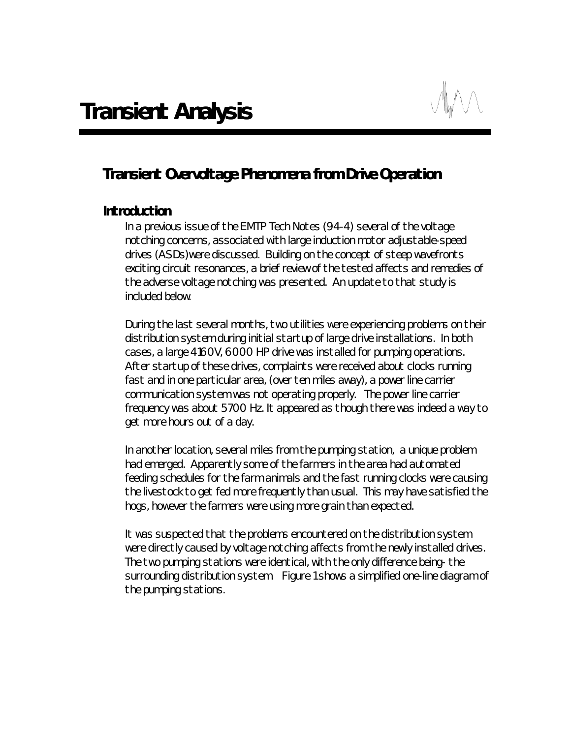# Transient Analysis

## Transient Overvoltage Phenomena from Drive Operation

### Introduction

In a previous issue of the EMTP Tech Notes (94-4) several of the voltage notching concerns, associated with large induction motor adjustable-speed drives (ASDs) were discussed. Building on the concept of steep wavefronts exciting circuit resonances, a brief review of the tested affects and remedies of the adverse voltage notching was presented. An update to that study is included below.

During the last several months, two utilities were experiencing problems on their distribution system during initial startup of large drive installations. In both cases, a large 4160V, 6000 HP drive was installed for pumping operations. After startup of these drives, complaints were received about clocks running fast and in one particular area, (over ten miles away), a power line carrier communication system was not operating properly. The power line carrier frequency was about 5700 Hz. It appeared as though there was indeed a way to get more hours out of a day.

In another location, several miles from the pumping station, a unique problem had emerged. Apparently some of the farmers in the area had automated feeding schedules for the farm animals and the fast running clocks were causing the livestock to get fed more frequently than usual. This may have satisfied the hogs, however the farmers were using more grain than expected.

It was suspected that the problems encountered on the distribution system were directly caused by voltage notching affects from the newly installed drives. The two pumping stations were identical, with the only difference being- the surrounding distribution system. Figure 1 shows a simplified one-line diagram of the pumping stations.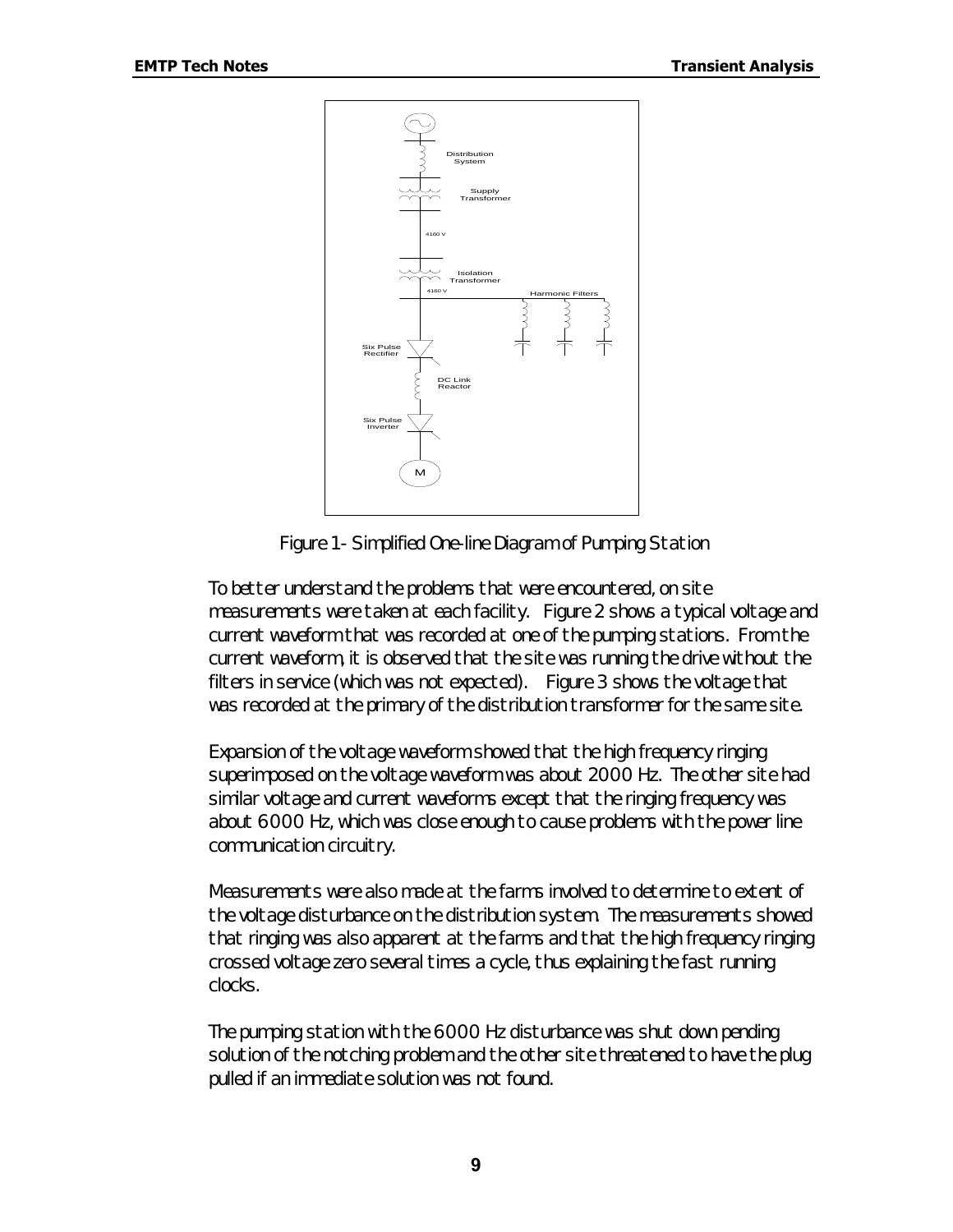Figure 1 - Simplified One-line Diagram of Pumping Station

To better understand the problems that were encountered, on site measurements were taken at each facility. Figure 2 shows a typical voltage and current waveform that was recorded at one of the pumping stations. From the current waveform, it is observed that the site was running the drive without the filters in service (which was not expected). Figure 3 shows the voltage that was recorded at the primary of the distribution transformer for the same site.

Expansion of the voltage waveform showed that the high frequency ringing superimposed on the voltage waveform was about 2000 Hz. The other site had similar voltage and current waveforms except that the ringing frequency was about 6000 Hz, which was close enough to cause problems with the power line communication circuitry.

Measurements were also made at the farms involved to determine to extent of the voltage disturbance on the distribution system. The measurements showed that ringing was also apparent at the farms and that the high frequency ringing crossed voltage zero several times a cycle, thus explaining the fast running clocks.

The pumping station with the 6000 Hz disturbance was shut down pending solution of the notching problem and the other site threatened to have the plug pulled if an immediate solution was not found.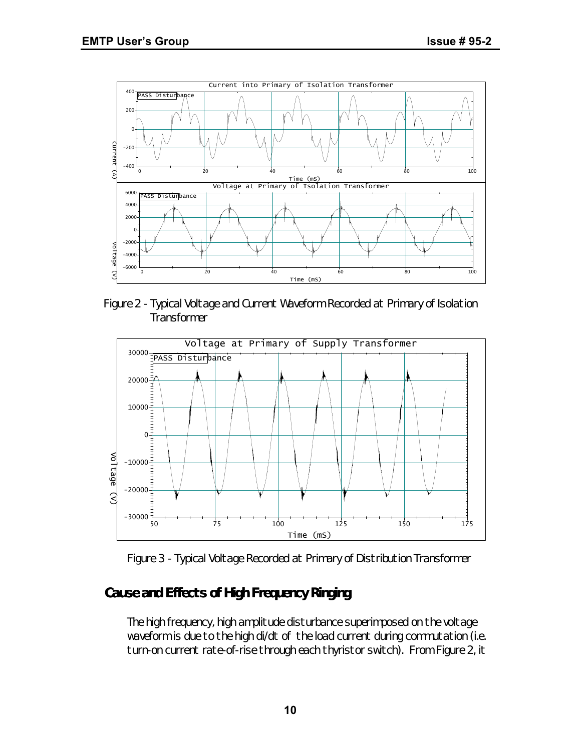Figure 2 - Typical Voltage and Current Waveform Recorded at Primary of Isolation Transformer

Figure 3 - Typical Voltage Recorded at Primary of Distribution Transformer

## Cause and Effects of High Frequency Ringing

The high frequency, high amplitude disturbance superimposed on the voltage waveform is due to the high di/dt of the load current during commutation (i.e. turn-on current rate-of-rise through each thyristor switch). From Figure 2, it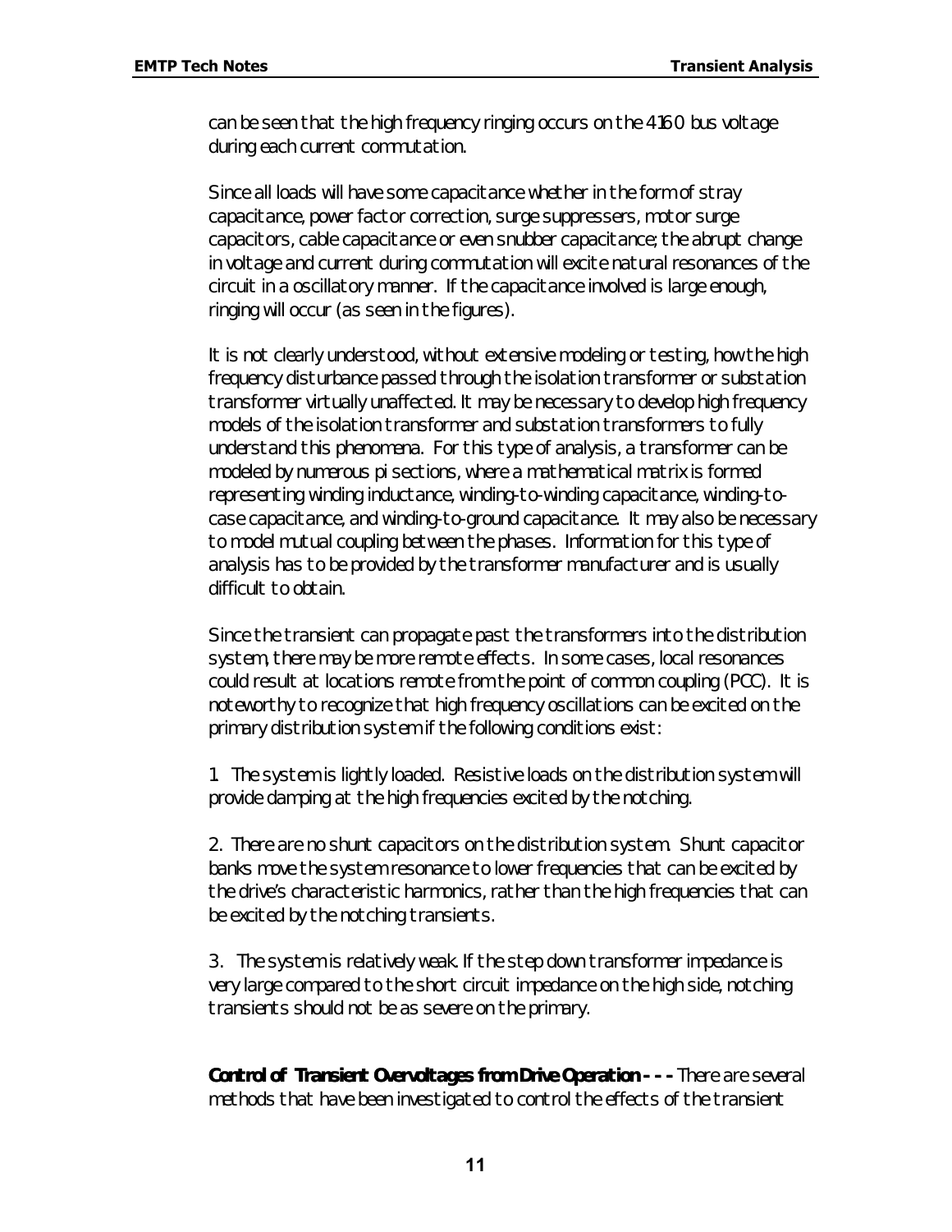can be seen that the high frequency ringing occurs on the 4160 bus voltage during each current commutation.

Since all loads will have some capacitance whether in the form of stray capacitance, power factor correction, surge suppressers, motor surge capacitors, cable capacitance or even snubber capacitance; the abrupt change in voltage and current during commutation will excite natural resonances of the circuit in a oscillatory manner. If the capacitance involved is large enough, ringing will occur (as seen in the figures).

It is not clearly understood, without extensive modeling or testing, how the high frequency disturbance passed through the isolation transformer or substation transformer virtually unaffected. It may be necessary to develop high frequency models of the isolation transformer and substation transformers to fully understand this phenomena. For this type of analysis, a transformer can be modeled by numerous pi sections, where a mathematical matrix is formed representing winding inductance, winding-to-winding capacitance, winding-to-case capacitance, and winding-to-ground capacitance. It may also be necessary to model mutual coupling between the phases. Information for this type of analysis has to be provided by the transformer manufacturer and is usually difficult to obtain.

Since the transient can propagate past the transformers into the distribution system, there may be more remote effects. In some cases, local resonances could result at locations remote from the point of common coupling (PCC). It is noteworthy to recognize that high frequency oscillations can be excited on the primary distribution system if the following conditions exist:

1. The system is lightly loaded. Resistive loads on the distribution system will provide damping at the high frequencies excited by the notching.

2. There are no shunt capacitors on the distribution system. Shunt capacitor banks move the system resonance to lower frequencies that can be excited by the drive's characteristic harmonics, rather than the high frequencies that can be excited by the notching transients.

3. The system is relatively weak. If the step down transformer impedance is very large compared to the short circuit impedance on the high side, notching transients should not be as severe on the primary.

**Control of Transient Overvoltages from Drive Operation - - -** There are several methods that have been investigated to control the effects of the transient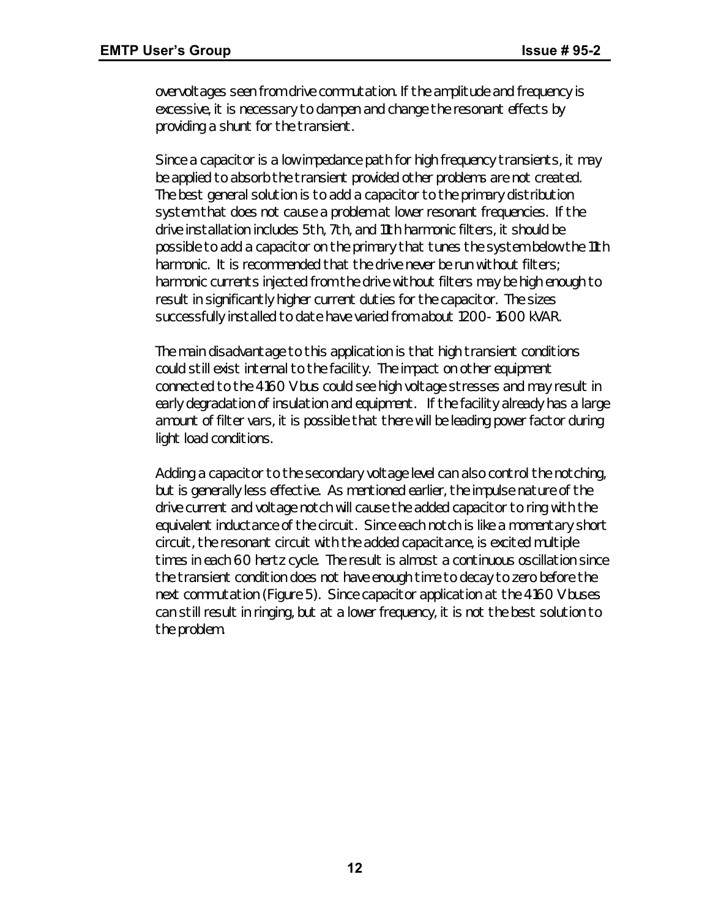overvoltages seen from drive commutation. If the amplitude and frequency is excessive, it is necessary to dampen and change the resonant effects by providing a shunt for the transient.

Since a capacitor is a low impedance path for high frequency transients, it may be applied to absorb the transient provided other problems are not created. The best general solution is to add a capacitor to the primary distribution system that does not cause a problem at lower resonant frequencies. If the drive installation includes 5th, 7th, and 11th harmonic filters, it should be possible to add a capacitor on the primary that tunes the system below the 11th harmonic. It is recommended that the drive never be run without filters; harmonic currents injected from the drive without filters may be high enough to result in significantly higher current duties for the capacitor. The sizes successfully installed to date have varied from about 1200 - 1600 kVAR.

The main disadvantage to this application is that high transient conditions could still exist internal to the facility. The impact on other equipment connected to the 4160 V bus could see high voltage stresses and may result in early degradation of insulation and equipment. If the facility already has a large amount of filter vars, it is possible that there will be leading power factor during light load conditions.

Adding a capacitor to the secondary voltage level can also control the notching, but is generally less effective. As mentioned earlier, the impulse nature of the drive current and voltage notch will cause the added capacitor to ring with the equivalent inductance of the circuit. Since each notch is like a momentary short circuit, the resonant circuit with the added capacitance, is excited multiple times in each 60 hertz cycle. The result is almost a continuous oscillation since the transient condition does not have enough time to decay to zero before the next commutation (Figure 5). Since capacitor application at the 4160 V buses can still result in ringing, but at a lower frequency, it is not the best solution to the problem.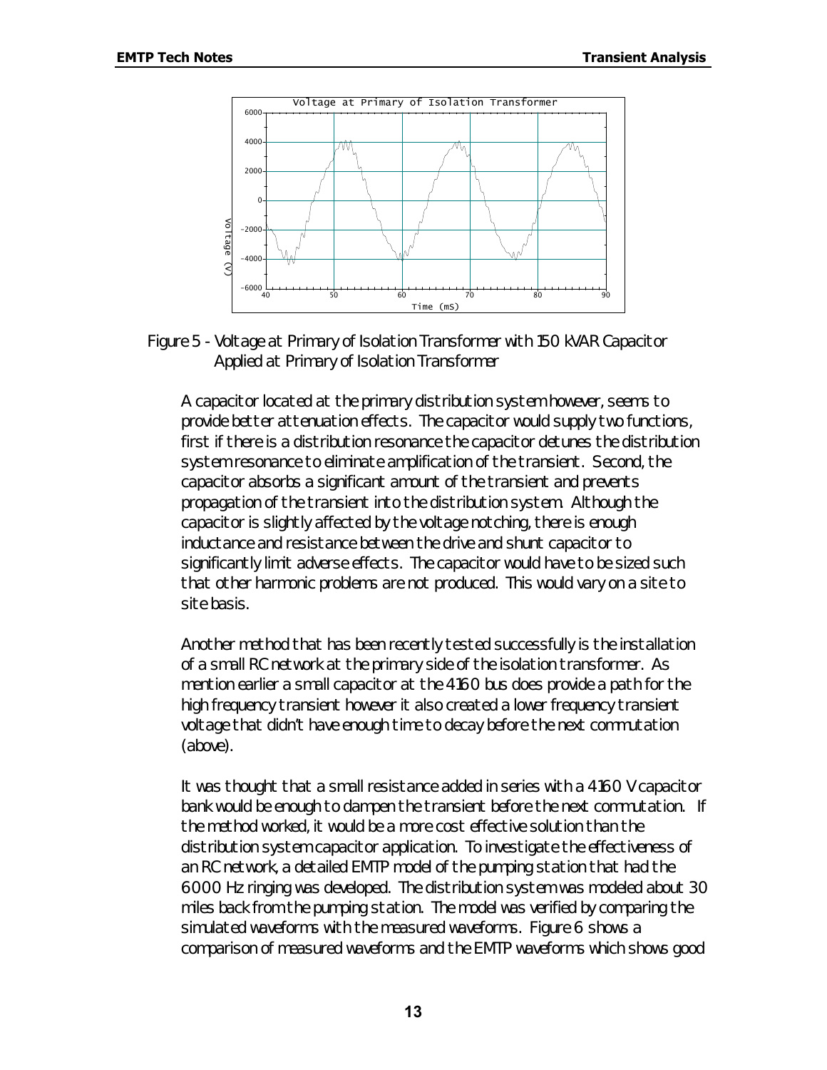Figure 5 - Voltage at Primary of Isolation Transformer with 150 kVAR Capacitor Applied at Primary of Isolation Transformer

A capacitor located at the primary distribution system however, seems to provide better attenuation effects. The capacitor would supply two functions, first if there is a distribution resonance the capacitor detunes the distribution system resonance to eliminate amplification of the transient. Second, the capacitor absorbs a significant amount of the transient and prevents propagation of the transient into the distribution system. Although the capacitor is slightly affected by the voltage notching, there is enough inductance and resistance between the drive and shunt capacitor to significantly limit adverse effects. The capacitor would have to be sized such that other harmonic problems are not produced. This would vary on a site to site basis.

Another method that has been recently tested successfully is the installation of a small RC network at the primary side of the isolation transformer. As mention earlier a small capacitor at the 4160 bus does provide a path for the high frequency transient however it also created a lower frequency transient voltage that didn't have enough time to decay before the next commutation (above).

It was thought that a small resistance added in series with a 4160 V capacitor bank would be enough to dampen the transient before the next commutation. If the method worked, it would be a more cost effective solution than the distribution system capacitor application. To investigate the effectiveness of an RC network, a detailed EMTP model of the pumping station that had the 6000 Hz ringing was developed. The distribution system was modeled about 30 miles back from the pumping station. The model was verified by comparing the simulated waveforms with the measured waveforms. Figure 6 shows a comparison of measured waveforms and the EMTP waveforms which shows good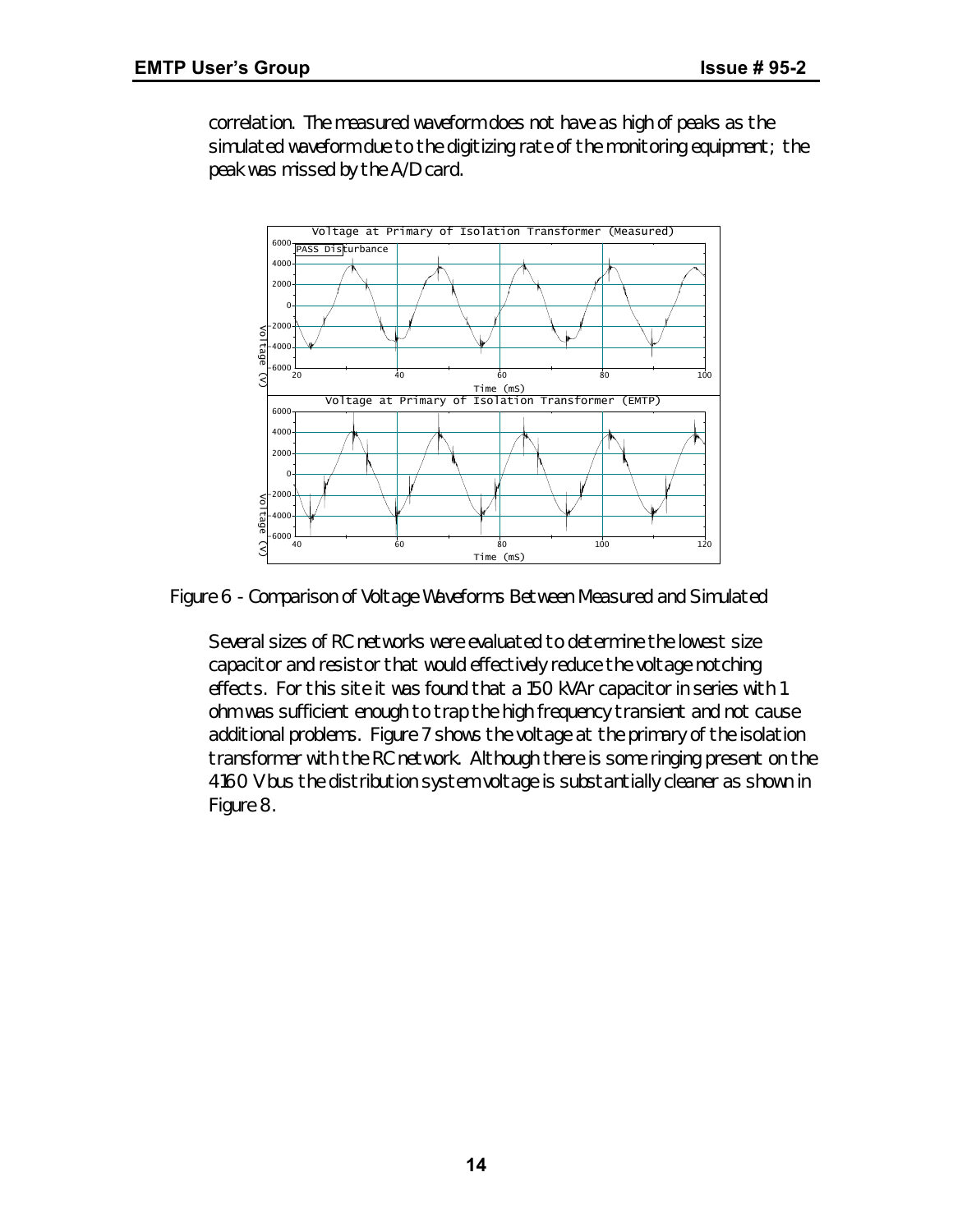correlation. The measured waveform does not have as high of peaks as the simulated waveform due to the digitizing rate of the monitoring equipment; the peak was missed by the A/D card.

Figure 6 - Comparison of Voltage Waveforms Between Measured and Simulated

Several sizes of RC networks were evaluated to determine the lowest size capacitor and resistor that would effectively reduce the voltage notching effects. For this site it was found that a 150 kVAr capacitor in series with 1 ohm was sufficient enough to trap the high frequency transient and not cause additional problems. Figure 7 shows the voltage at the primary of the isolation transformer with the RC network. Although there is some ringing present on the 4160 V bus the distribution system voltage is substantially cleaner as shown in Figure 8.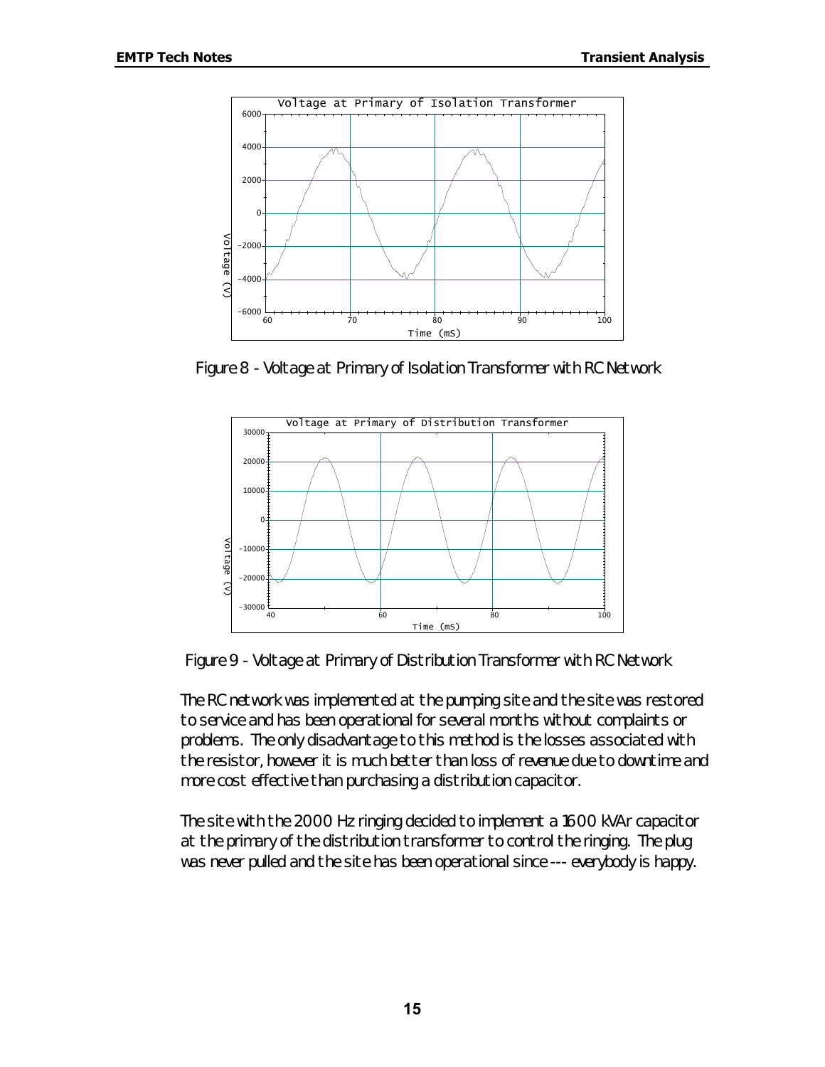Figure 8 - Voltage at Primary of Isolation Transformer with RC Network

Figure 9 - Voltage at Primary of Distribution Transformer with RC Network

The RC network was implemented at the pumping site and the site was restored to service and has been operational for several months without complaints or problems. The only disadvantage to this method is the losses associated with the resistor, however it is much better than loss of revenue due to downtime and more cost effective than purchasing a distribution capacitor.

The site with the 2000 Hz ringing decided to implement a 1600 kVAr capacitor at the primary of the distribution transformer to control the ringing. The plug was never pulled and the site has been operational since --- everybody is happy.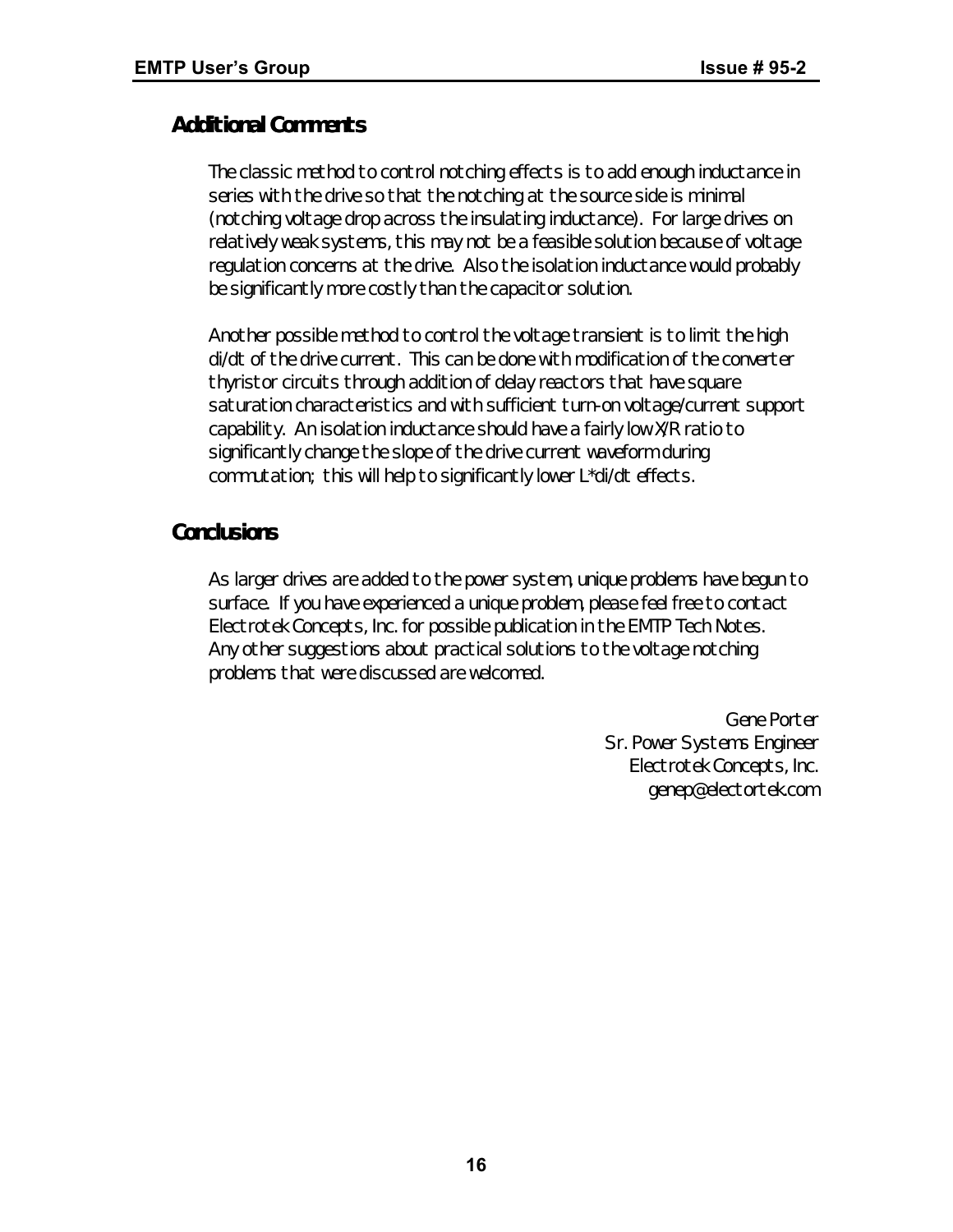## Additional Comments

The classic method to control notching effects is to add enough inductance in series with the drive so that the notching at the source side is minimal (notching voltage drop across the insulating inductance). For large drives on relatively weak systems, this may not be a feasible solution because of voltage regulation concerns at the drive. Also the isolation inductance would probably be significantly more costly than the capacitor solution.

Another possible method to control the voltage transient is to limit the high di/dt of the drive current. This can be done with modification of the converter thyristor circuits through addition of delay reactors that have square saturation characteristics and with sufficient turn-on voltage/current support capability. An isolation inductance should have a fairly low X/R ratio to significantly change the slope of the drive current waveform during commutation; this will help to significantly lower L*di/dt effects.

## Conclusions

As larger drives are added to the power system, unique problems have begun to surface. If you have experienced a unique problem, please feel free to contact Electrotek Concepts, Inc. for possible publication in the EMTP Tech Notes. Any other suggestions about practical solutions to the voltage notching problems that were discussed are welcomed.

Gene Porter
Sr. Power Systems Engineer
Electrotek Concepts, Inc.
genep@electortek.com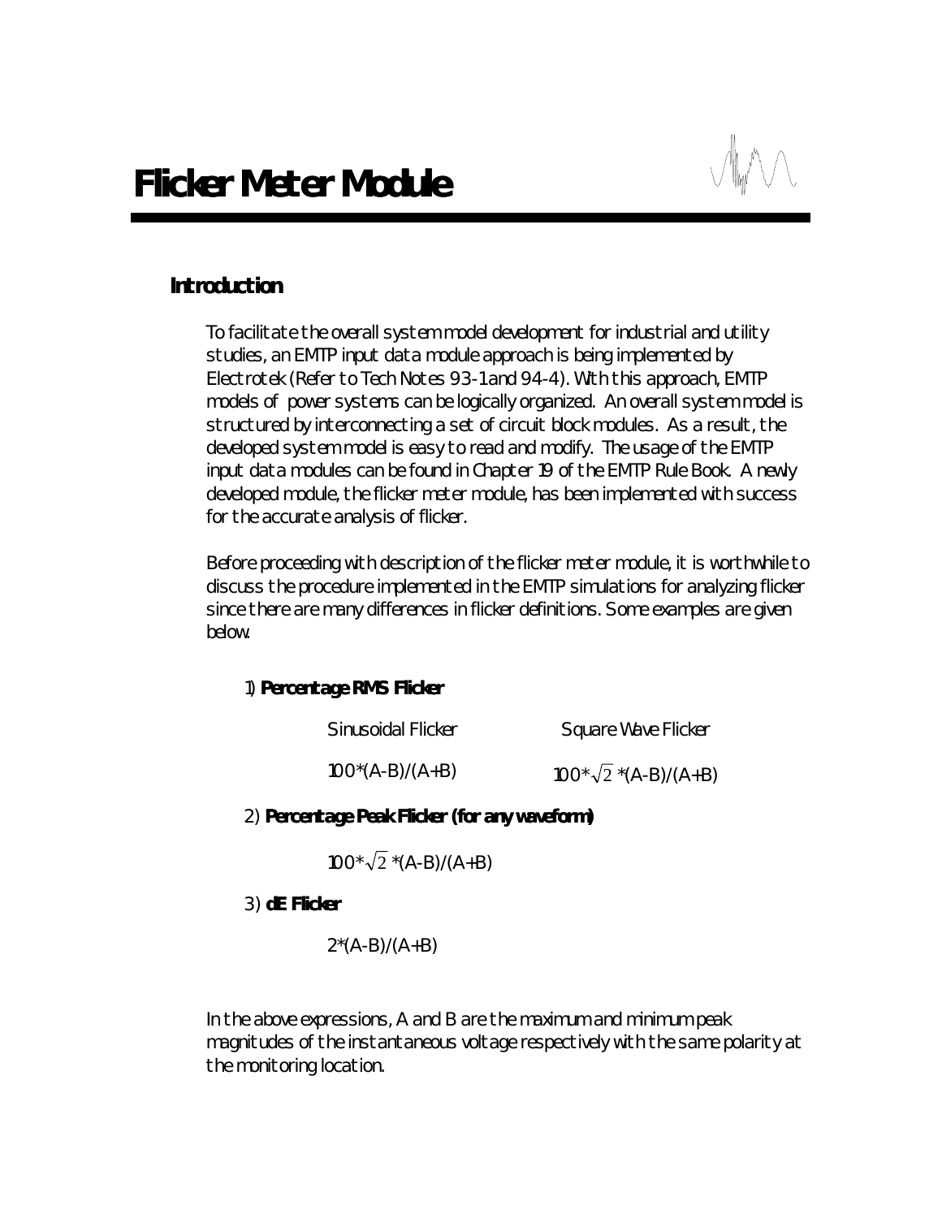# Flicker Meter Module

## Introduction

To facilitate the overall system model development for industrial and utility studies, an EMTP input data module approach is being implemented by Electrotek (Refer to Tech Notes 93-1 and 94-4). With this approach, EMTP models of power systems can be logically organized. An overall system model is structured by interconnecting a set of circuit block modules. As a result, the developed system model is easy to read and modify. The usage of the EMTP input data modules can be found in Chapter 19 of the EMTP Rule Book. A newly developed module, the flicker meter module, has been implemented with success for the accurate analysis of flicker.

Before proceeding with description of the flicker meter module, it is worthwhile to discuss the procedure implemented in the EMTP simulations for analyzing flicker since there are many differences in flicker definitions. Some examples are given below.

1) **Percentage RMS Flicker**

| Sinusoidal Flicker | Square Wave Flicker |
|---|---|
| $100*(A-B)/(A+B)$ | $100*\sqrt{2}*(A-B)/(A+B)$ |

2) **Percentage Peak Flicker (for any waveform)**

$100*\sqrt{2}*(A-B)/(A+B)$

3) **dE Flicker**

$2*(A-B)/(A+B)$

In the above expressions, A and B are the maximum and minimum peak magnitudes of the instantaneous voltage respectively with the same polarity at the monitoring location.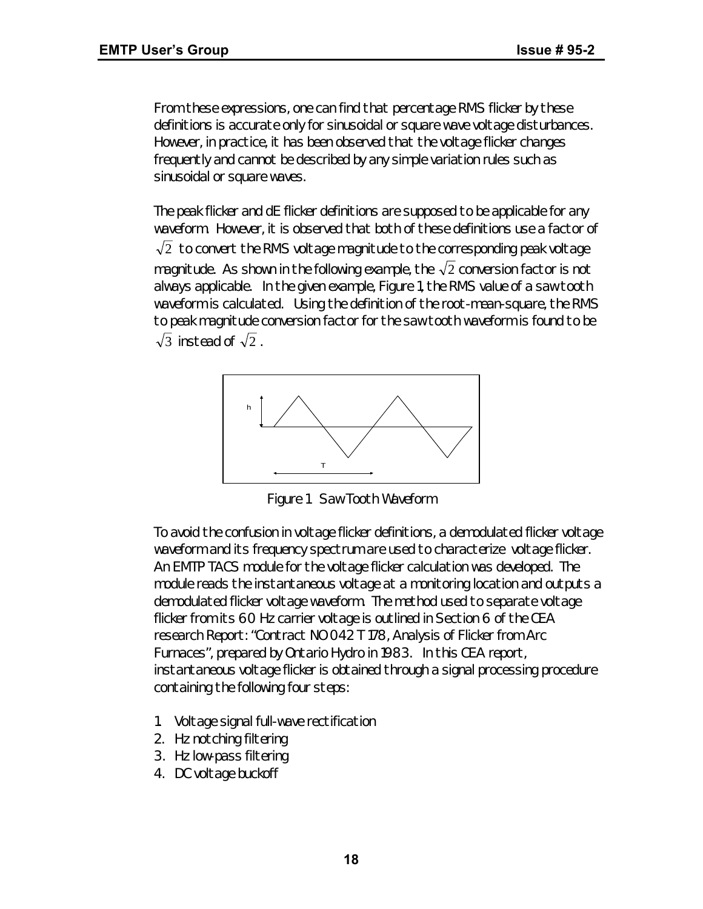From these expressions, one can find that percentage RMS flicker by these definitions is accurate only for sinusoidal or square wave voltage disturbances. However, in practice, it has been observed that the voltage flicker changes frequently and cannot be described by any simple variation rules such as sinusoidal or square waves.

The peak flicker and dE flicker definitions are supposed to be applicable for any waveform. However, it is observed that both of these definitions use a factor of $\sqrt{2}$ to convert the RMS voltage magnitude to the corresponding peak voltage magnitude. As shown in the following example, the $\sqrt{2}$ conversion factor is not always applicable. In the given example, Figure 1, the RMS value of a sawtooth waveform is calculated. Using the definition of the root-mean-square, the RMS to peak magnitude conversion factor for the sawtooth waveform is found to be $\sqrt{3}$ instead of $\sqrt{2}$.

Figure 1 Saw Tooth Waveform

To avoid the confusion in voltage flicker definitions, a demodulated flicker voltage waveform and its frequency spectrum are used to characterize voltage flicker. An EMTP TACS module for the voltage flicker calculation was developed. The module reads the instantaneous voltage at a monitoring location and outputs a demodulated flicker voltage waveform. The method used to separate voltage flicker from its 60 Hz carrier voltage is outlined in Section 6 of the CEA research Report: "Contract NO 042 T 178, Analysis of Flicker from Arc Furnaces", prepared by Ontario Hydro in 1983. In this CEA report, instantaneous voltage flicker is obtained through a signal processing procedure containing the following four steps:

1. Voltage signal full-wave rectification
2. Hz notching filtering
3. Hz low-pass filtering
4. DC voltage buckoff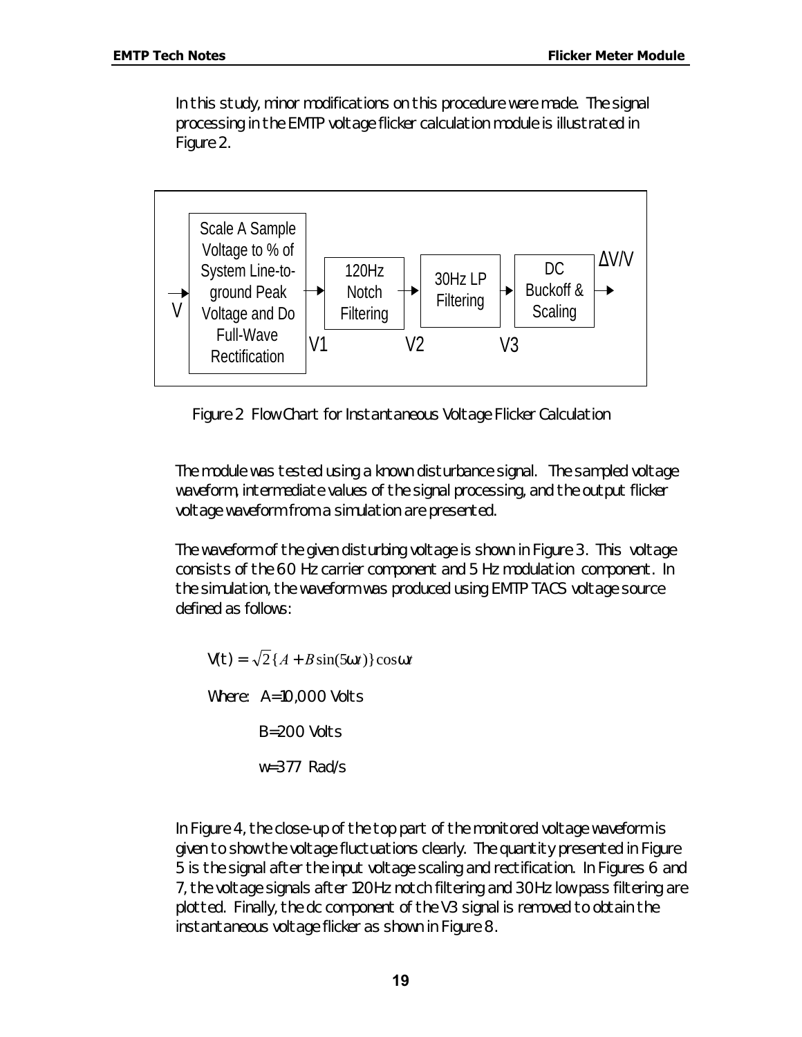In this study, minor modifications on this procedure were made. The signal processing in the EMTP voltage flicker calculation module is illustrated in Figure 2.

```
     +-------------------+    +-----------+    +-----------+    +-----------+
     | Scale A Sample    |    |           |    |           |    |    DC     |  ΔV/V
 V-->| Voltage to % of   |--->|  120Hz    |--->|  30Hz LP  |--->| Buckoff & |--->
     | System Line-to-   | V1 |  Notch    | V2 | Filtering | V3 |  Scaling  |
     | ground Peak       |    | Filtering |    |           |    |           |
     | Voltage and Do    |    +-----------+    +-----------+    +-----------+
     | Full-Wave         |
     | Rectification     |
     +-------------------+
```

Figure 2 Flow Chart for Instantaneous Voltage Flicker Calculation

The module was tested using a known disturbance signal. The sampled voltage waveform, intermediate values of the signal processing, and the output flicker voltage waveform from a simulation are presented.

The waveform of the given disturbing voltage is shown in Figure 3. This voltage consists of the 60 Hz carrier component and 5 Hz modulation component. In the simulation, the waveform was produced using EMTP TACS voltage source defined as follows:

$$V(t) = \sqrt{2}\{A + B\sin(5\omega t)\}\cos\omega t$$

Where: A=10,000 Volts

B=200 Volts

w=377 Rad/s

In Figure 4, the close-up of the top part of the monitored voltage waveform is given to show the voltage fluctuations clearly. The quantity presented in Figure 5 is the signal after the input voltage scaling and rectification. In Figures 6 and 7, the voltage signals after 120Hz notch filtering and 30Hz low pass filtering are plotted. Finally, the dc component of the V3 signal is removed to obtain the instantaneous voltage flicker as shown in Figure 8.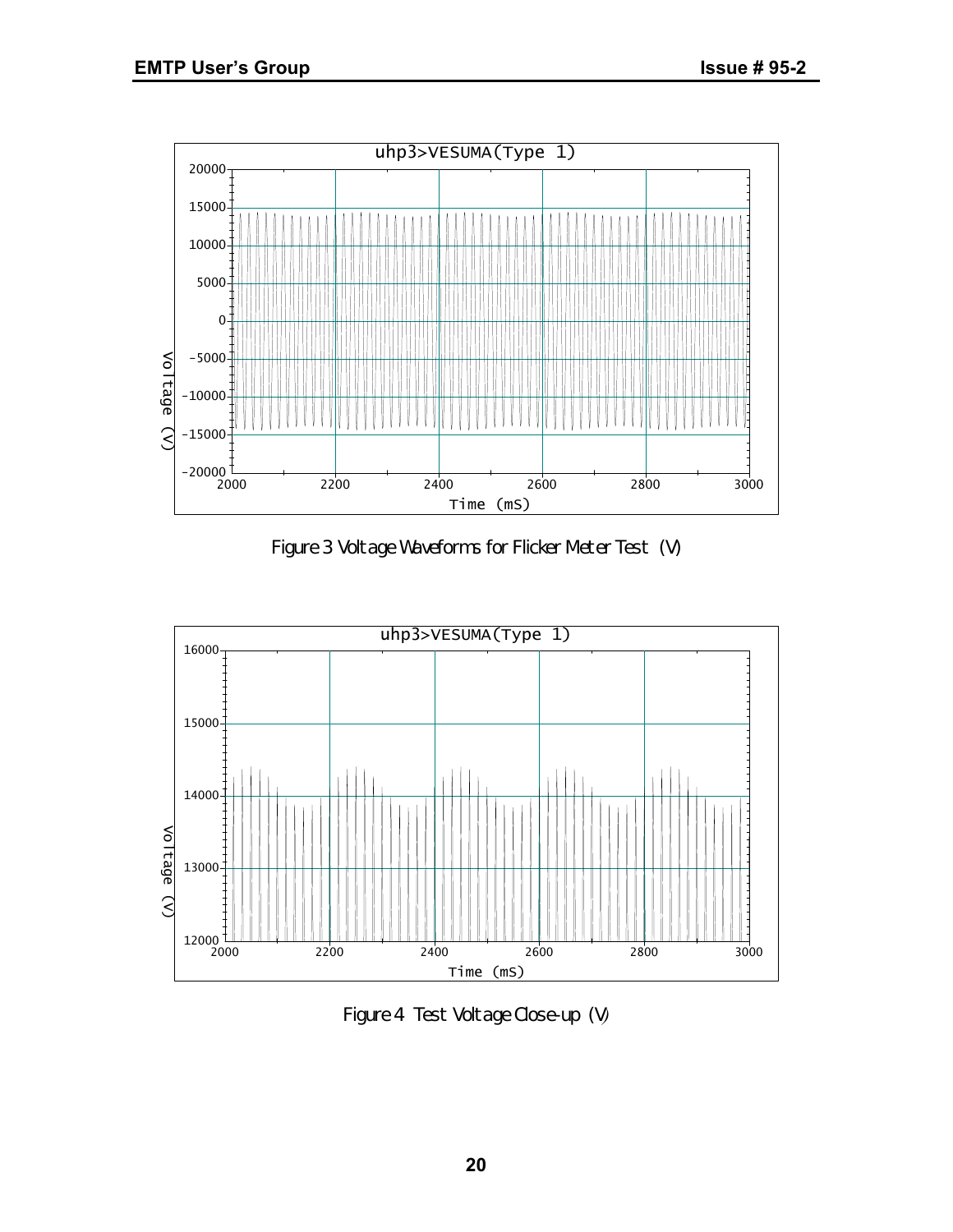Figure 3 Voltage Waveforms for Flicker Meter Test (V)

Figure 4 Test Voltage Close-up (V)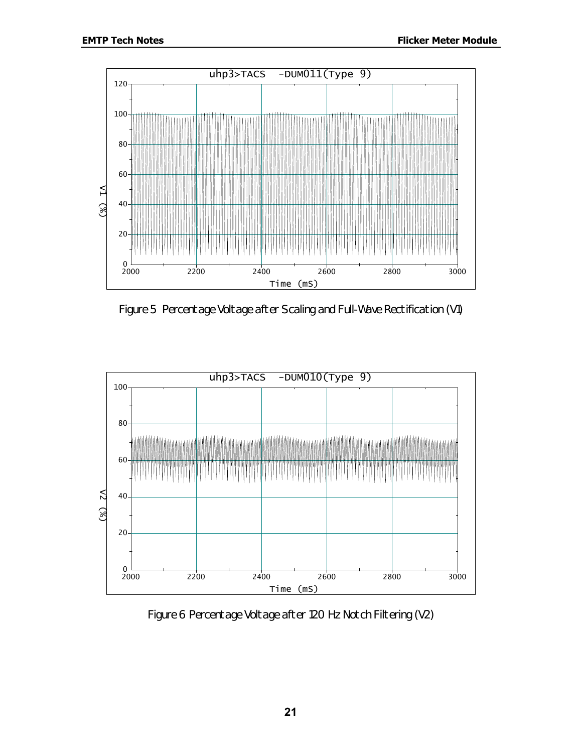Figure 5 Percentage Voltage after Scaling and Full-Wave Rectification (V1)

Figure 6 Percentage Voltage after 120 Hz Notch Filtering (V2)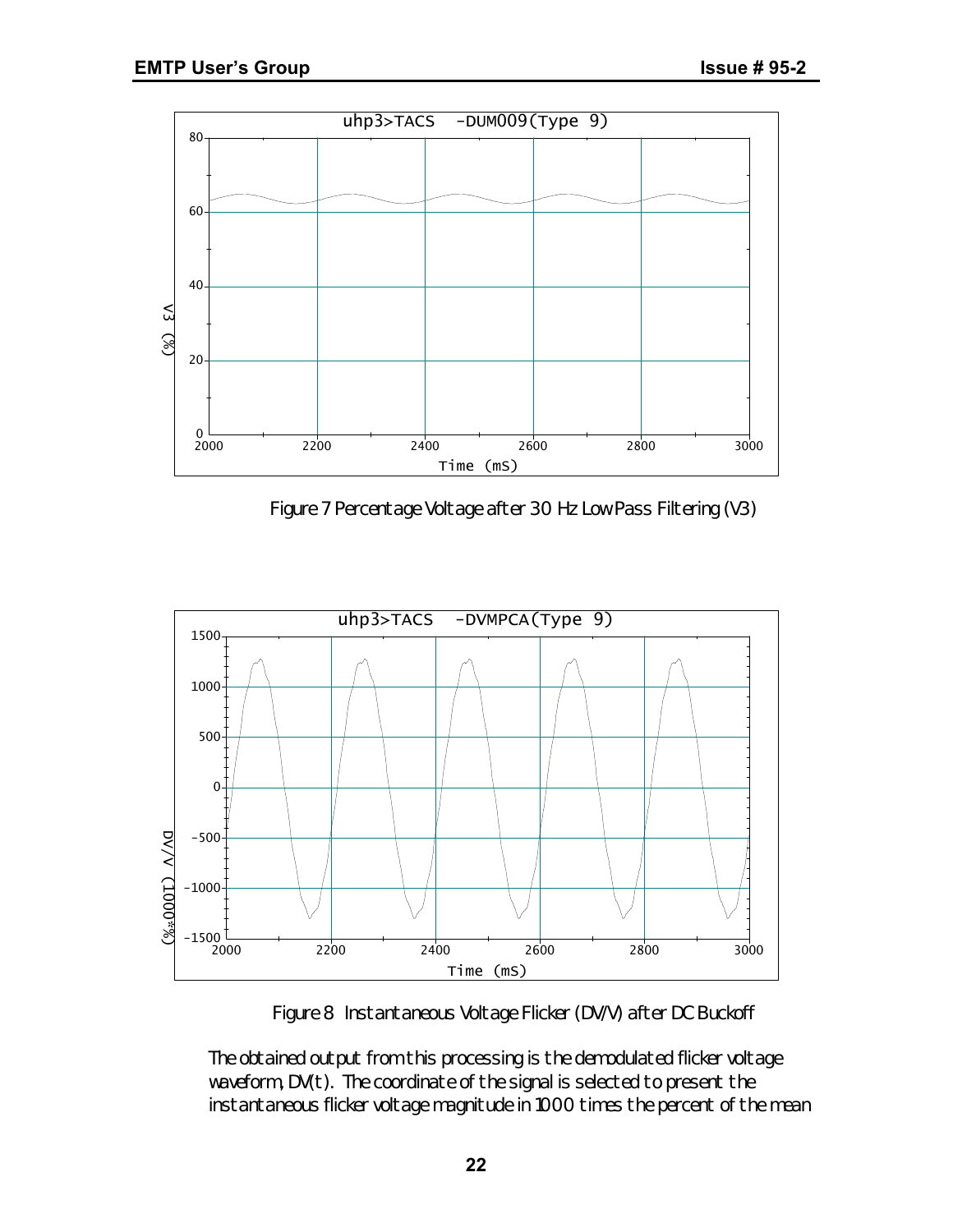Figure 7 Percentage Voltage after 30 Hz Low Pass Filtering (V3)

Figure 8 Instantaneous Voltage Flicker (DV/V) after DC Buckoff

The obtained output from this processing is the demodulated flicker voltage waveform, DV(t). The coordinate of the signal is selected to present the instantaneous flicker voltage magnitude in 1000 times the percent of the mean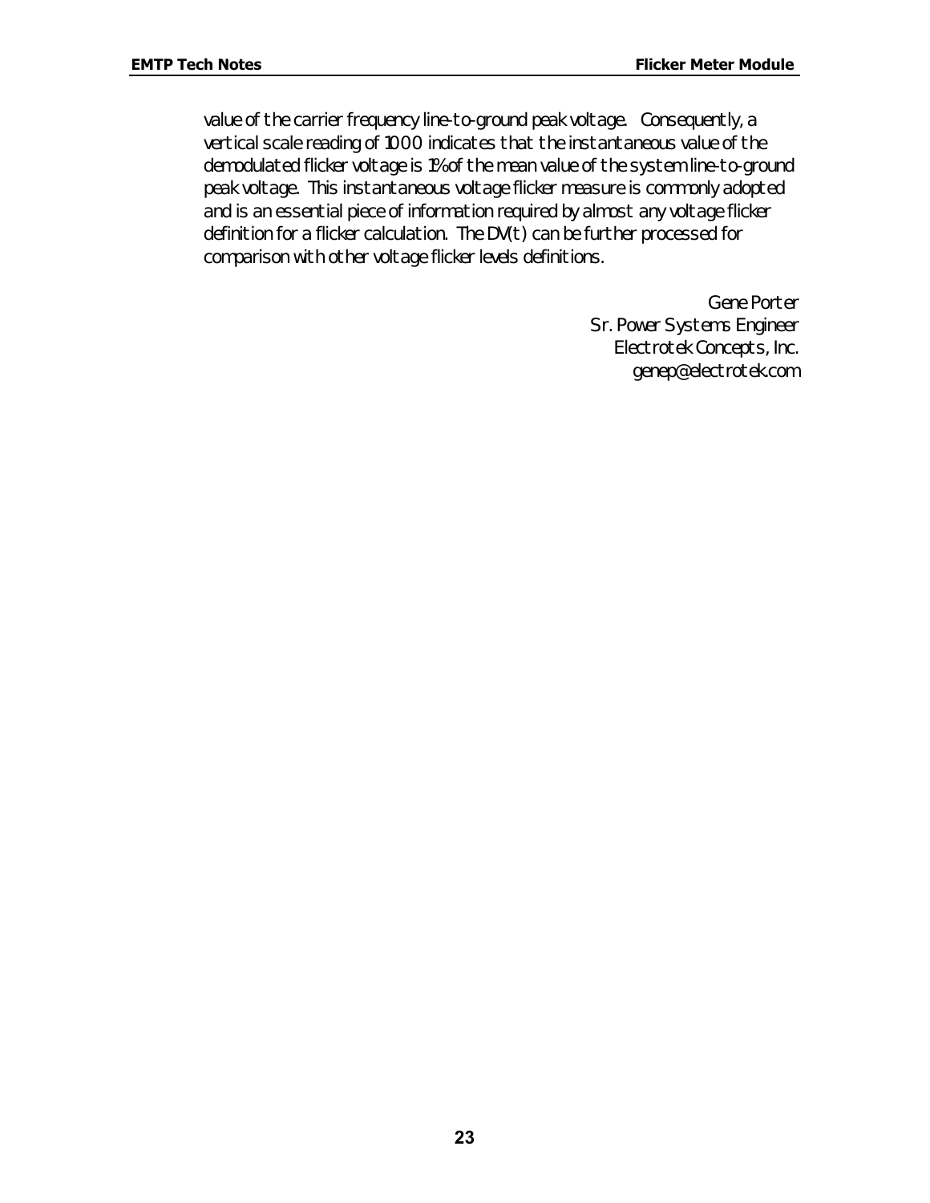value of the carrier frequency line-to-ground peak voltage. Consequently, a vertical scale reading of 1000 indicates that the instantaneous value of the demodulated flicker voltage is 1% of the mean value of the system line-to-ground peak voltage. This instantaneous voltage flicker measure is commonly adopted and is an essential piece of information required by almost any voltage flicker definition for a flicker calculation. The DV(t) can be further processed for comparison with other voltage flicker levels definitions.

Gene Porter
Sr. Power Systems Engineer
Electrotek Concepts, Inc.
genep@electrotek.com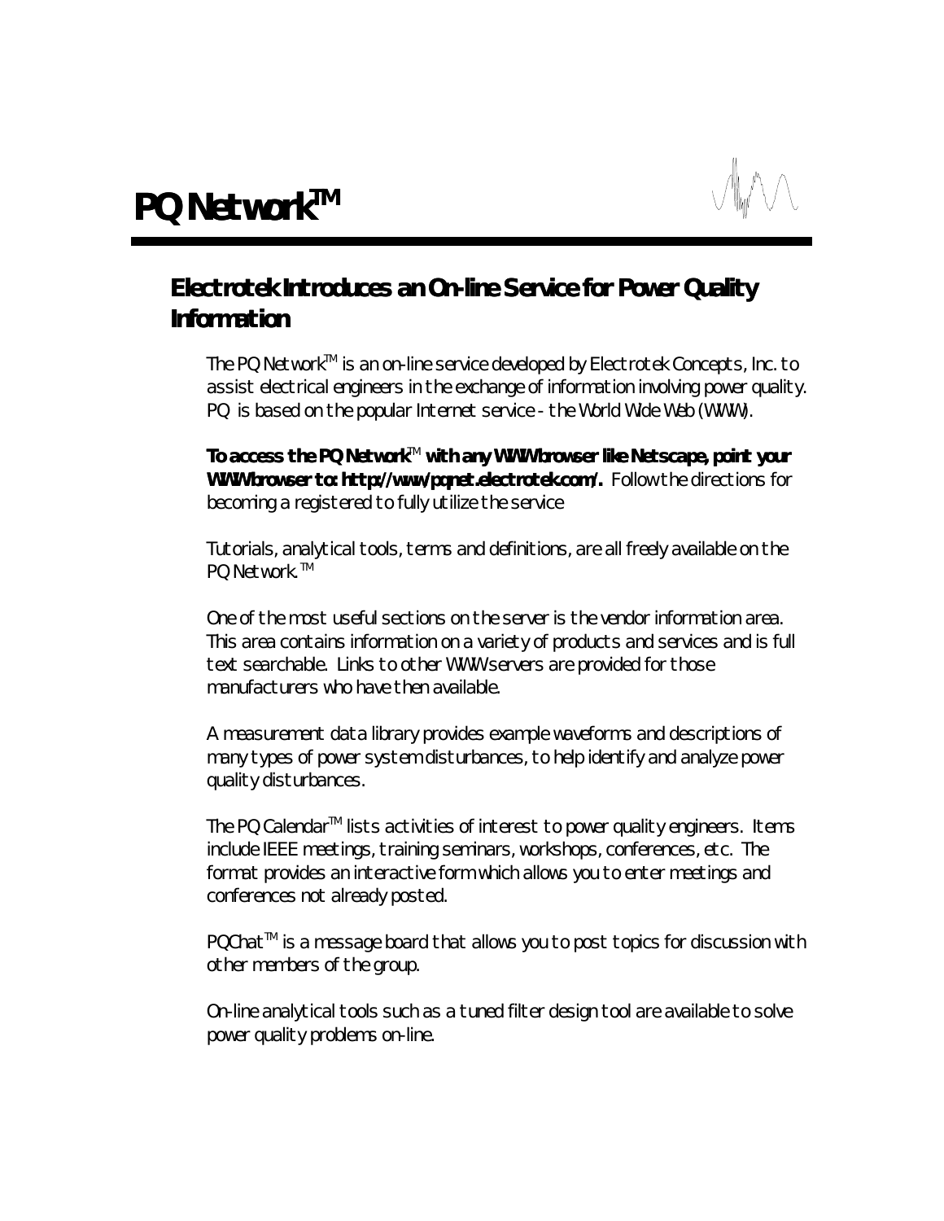# PQ Network™

## Electrotek Introduces an On-line Service for Power Quality Information

The PQ Network™ is an on-line service developed by Electrotek Concepts, Inc. to assist electrical engineers in the exchange of information involving power quality. PQ is based on the popular Internet service - the World Wide Web (WWW).

**To access the PQ Network™ with any WWW browser like Netscape, point your WWW browser to: http://www/pqnet.electrotek.com/.** Follow the directions for becoming a registered to fully utilize the service

Tutorials, analytical tools, terms and definitions, are all freely available on the PQ Network.™

One of the most useful sections on the server is the vendor information area. This area contains information on a variety of products and services and is full text searchable. Links to other WWW servers are provided for those manufacturers who have then available.

A measurement data library provides example waveforms and descriptions of many types of power system disturbances, to help identify and analyze power quality disturbances.

The PQ Calendar™ lists activities of interest to power quality engineers. Items include IEEE meetings, training seminars, workshops, conferences, etc. The format provides an interactive form which allows you to enter meetings and conferences not already posted.

PQChat™ is a message board that allows you to post topics for discussion with other members of the group.

On-line analytical tools such as a tuned filter design tool are available to solve power quality problems on-line.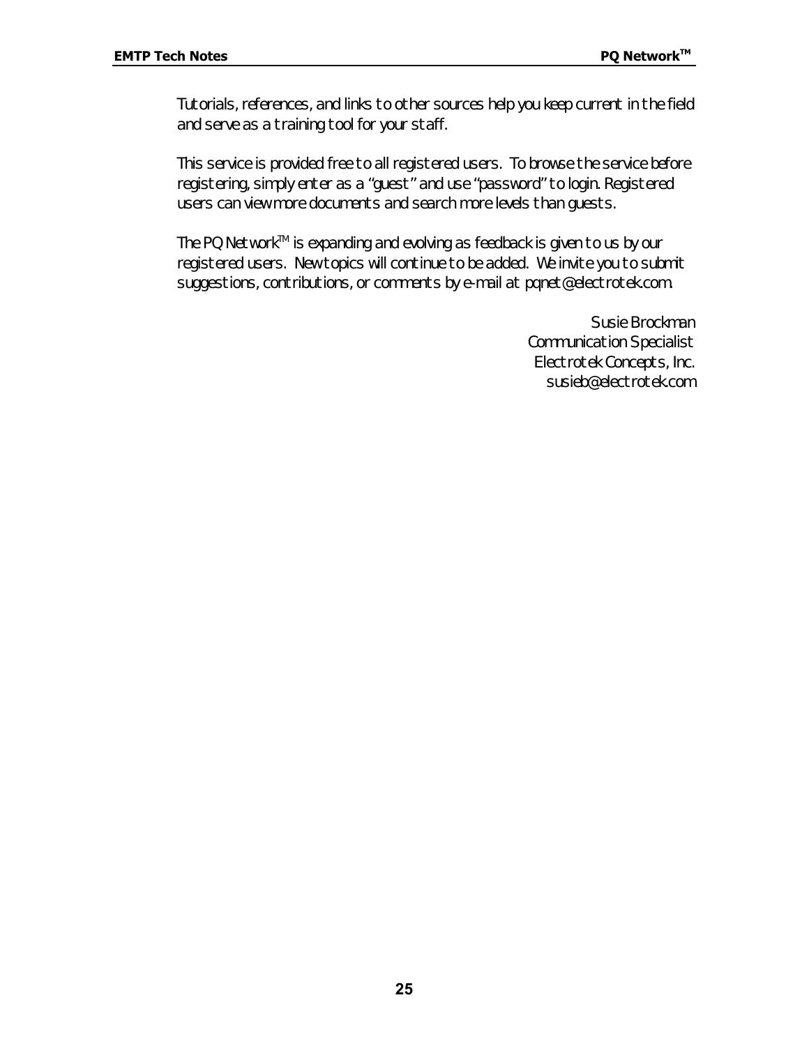Tutorials, references, and links to other sources help you keep current in the field and serve as a training tool for your staff.

This service is provided free to all registered users. To browse the service before registering, simply enter as a "guest" and use "password" to login. Registered users can view more documents and search more levels than guests.

The PQ Network™ is expanding and evolving as feedback is given to us by our registered users. New topics will continue to be added. We invite you to submit suggestions, contributions, or comments by e-mail at pqnet@electrotek.com.

Susie Brockman  
Communication Specialist  
Electrotek Concepts, Inc.  
susieb@electrotek.com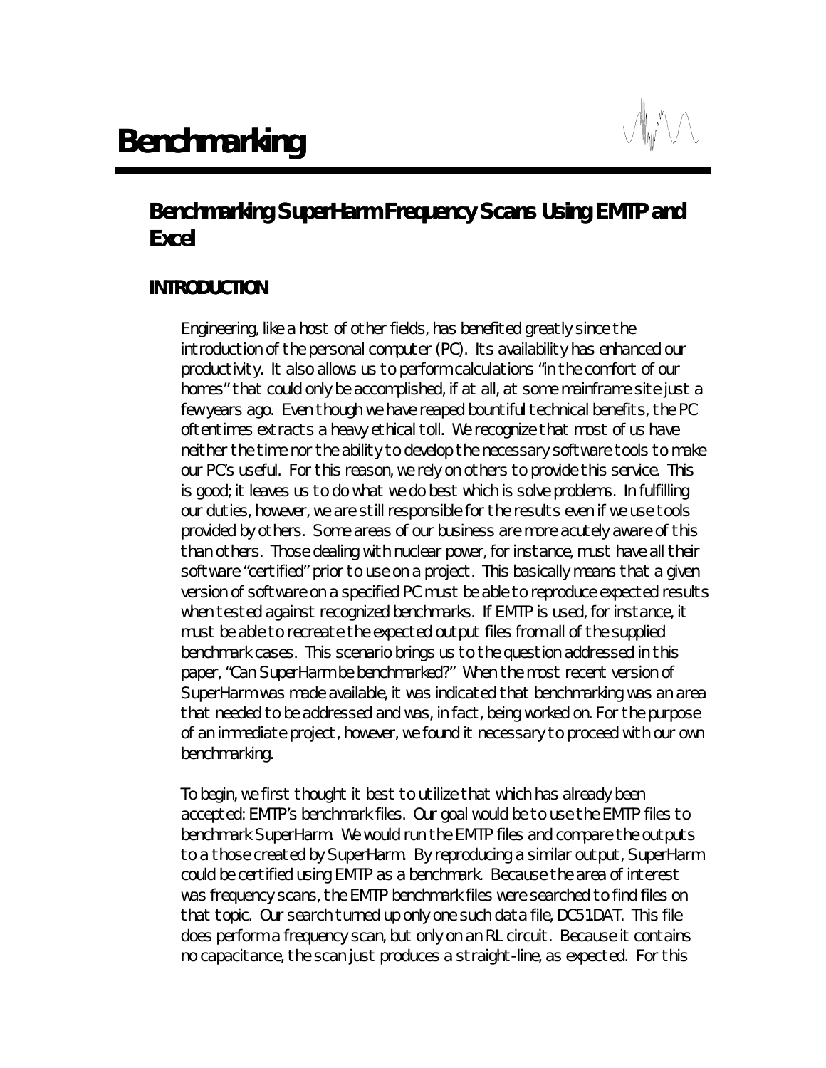# Benchmarking

## Benchmarking SuperHarm Frequency Scans Using EMTP and Excel

### INTRODUCTION

Engineering, like a host of other fields, has benefited greatly since the introduction of the personal computer (PC). Its availability has enhanced our productivity. It also allows us to perform calculations "in the comfort of our homes" that could only be accomplished, if at all, at some mainframe site just a few years ago. Even though we have reaped bountiful technical benefits, the PC oftentimes extracts a heavy ethical toll. We recognize that most of us have neither the time nor the ability to develop the necessary software tools to make our PC's useful. For this reason, we rely on others to provide this service. This is good; it leaves us to do what we do best which is solve problems. In fulfilling our duties, however, we are still responsible for the results even if we use tools provided by others. Some areas of our business are more acutely aware of this than others. Those dealing with nuclear power, for instance, must have all their software "certified" prior to use on a project. This basically means that a given version of software on a specified PC must be able to reproduce expected results when tested against recognized benchmarks. If EMTP is used, for instance, it must be able to recreate the expected output files from all of the supplied benchmark cases. This scenario brings us to the question addressed in this paper, "Can SuperHarm be benchmarked?" When the most recent version of SuperHarm was made available, it was indicated that benchmarking was an area that needed to be addressed and was, in fact, being worked on. For the purpose of an immediate project, however, we found it necessary to proceed with our own benchmarking.

To begin, we first thought it best to utilize that which has already been accepted: EMTP's benchmark files. Our goal would be to use the EMTP files to benchmark SuperHarm. We would run the EMTP files and compare the outputs to a those created by SuperHarm. By reproducing a similar output, SuperHarm could be certified using EMTP as a benchmark. Because the area of interest was frequency scans, the EMTP benchmark files were searched to find files on that topic. Our search turned up only one such data file, DC51.DAT. This file does perform a frequency scan, but only on an RL circuit. Because it contains no capacitance, the scan just produces a straight-line, as expected. For this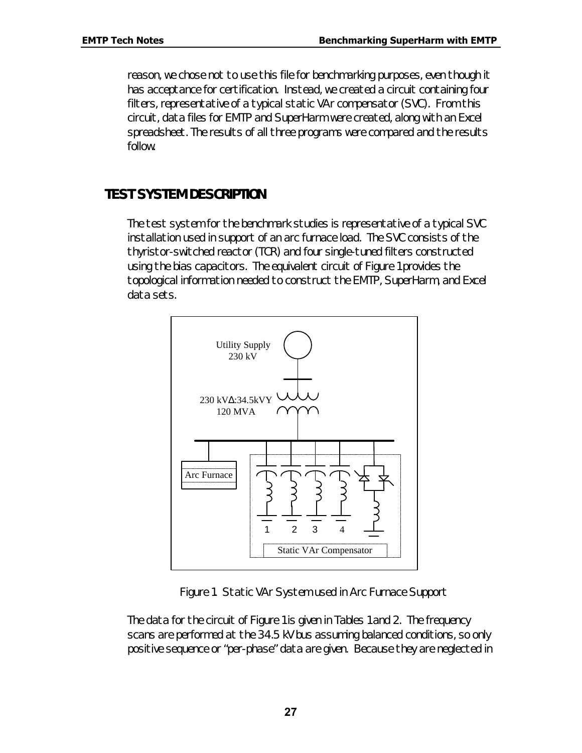reason, we chose not to use this file for benchmarking purposes, even though it has acceptance for certification. Instead, we created a circuit containing four filters, representative of a typical static VAr compensator (SVC). From this circuit, data files for EMTP and SuperHarm were created, along with an Excel spreadsheet. The results of all three programs were compared and the results follow.

## TEST SYSTEM DESCRIPTION

The test system for the benchmark studies is representative of a typical SVC installation used in support of an arc furnace load. The SVC consists of the thyristor-switched reactor (TCR) and four single-tuned filters constructed using the bias capacitors. The equivalent circuit of Figure 1 provides the topological information needed to construct the EMTP, SuperHarm, and Excel data sets.

Figure 1 Static VAr System used in Arc Furnace Support

The data for the circuit of Figure 1 is given in Tables 1 and 2. The frequency scans are performed at the 34.5 kV bus assuming balanced conditions, so only positive sequence or "per-phase" data are given. Because they are neglected in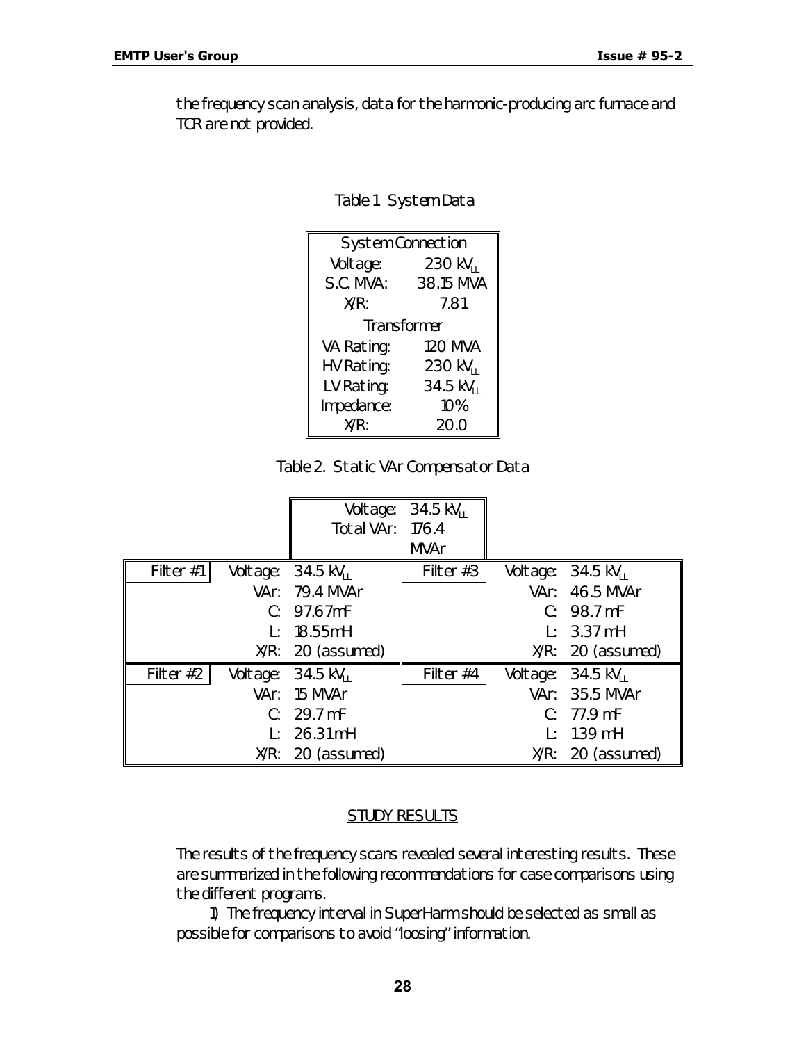the frequency scan analysis, data for the harmonic-producing arc furnace and TCR are not provided.

Table 1. System Data

| System Connection | |
|---|---|
| Voltage: | 230 $kV_{LL}$ |
| S.C. MVA: | 38.15 MVA |
| X/R: | 7.81 |
| **Transformer** | |
| VA Rating: | 120 MVA |
| HV Rating: | 230 $kV_{LL}$ |
| LV Rating: | 34.5 $kV_{LL}$ |
| Impedance: | 10% |
| X/R: | 20.0 |

Table 2. Static VAr Compensator Data

| | |
|---|---|
| Voltage: | 34.5 $kV_{LL}$ |
| Total VAr: | 176.4 MVAr |

| Filter | Parameter | Value | Filter | Parameter | Value |
|---|---|---|---|---|---|
| Filter #1 | Voltage: | 34.5 $kV_{LL}$ | Filter #3 | Voltage: | 34.5 $kV_{LL}$ |
| | VAr: | 79.4 MVAr | | VAr: | 46.5 MVAr |
| | C: | 97.67mF | | C: | 98.7 mF |
| | L: | 18.55mH | | L: | 3.37 mH |
| | X/R: | 20 (assumed) | | X/R: | 20 (assumed) |
| Filter #2 | Voltage: | 34.5 $kV_{LL}$ | Filter #4 | Voltage: | 34.5 $kV_{LL}$ |
| | VAr: | 15 MVAr | | VAr: | 35.5 MVAr |
| | C: | 29.7 mF | | C: | 77.9 mF |
| | L: | 26.31mH | | L: | 1.39 mH |
| | X/R: | 20 (assumed) | | X/R: | 20 (assumed) |

## STUDY RESULTS

The results of the frequency scans revealed several interesting results. These are summarized in the following recommendations for case comparisons using the different programs.

1) The frequency interval in SuperHarm should be selected as small as possible for comparisons to avoid "loosing" information.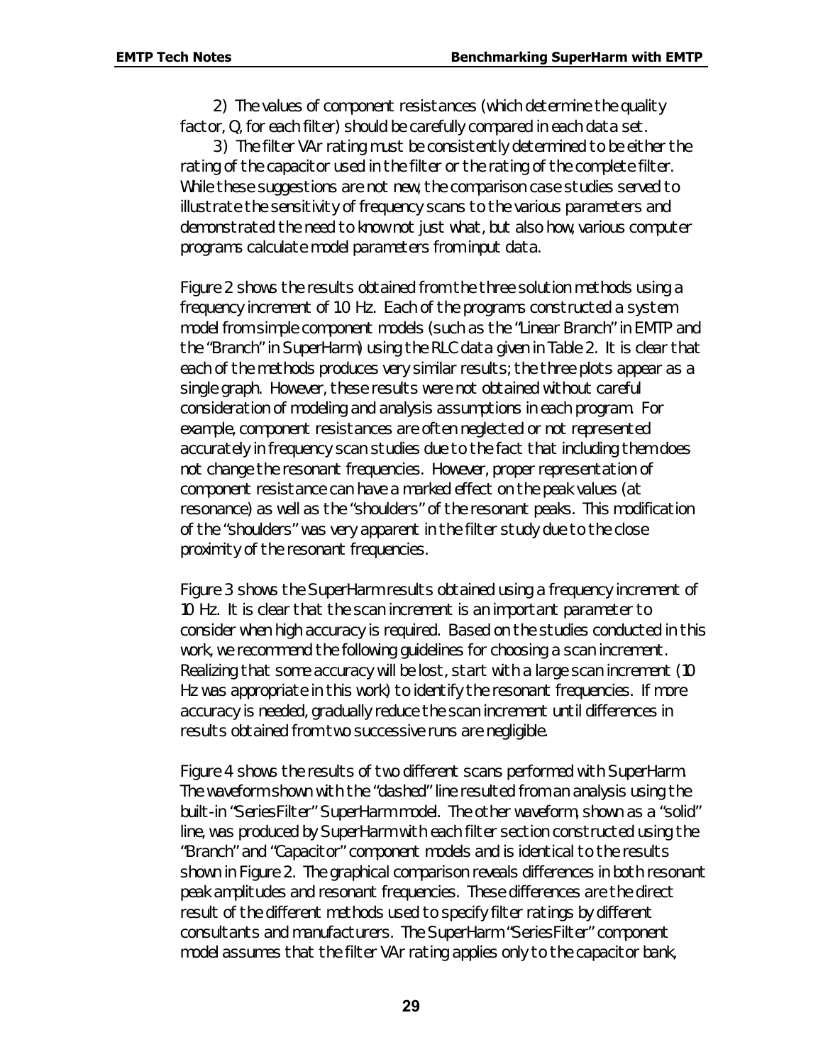2) The values of component resistances (which determine the quality factor, Q, for each filter) should be carefully compared in each data set.

3) The filter VAr rating must be consistently determined to be either the rating of the capacitor used in the filter or the rating of the complete filter. While these suggestions are not new, the comparison case studies served to illustrate the sensitivity of frequency scans to the various parameters and demonstrated the need to know not just what, but also how, various computer programs calculate model parameters from input data.

Figure 2 shows the results obtained from the three solution methods using a frequency increment of 10 Hz. Each of the programs constructed a system model from simple component models (such as the "Linear Branch" in EMTP and the "Branch" in SuperHarm) using the RLC data given in Table 2. It is clear that each of the methods produces very similar results; the three plots appear as a single graph. However, these results were not obtained without careful consideration of modeling and analysis assumptions in each program. For example, component resistances are often neglected or not represented accurately in frequency scan studies due to the fact that including them does not change the resonant frequencies. However, proper representation of component resistance can have a marked effect on the peak values (at resonance) as well as the "shoulders" of the resonant peaks. This modification of the "shoulders" was very apparent in the filter study due to the close proximity of the resonant frequencies.

Figure 3 shows the SuperHarm results obtained using a frequency increment of 10 Hz. It is clear that the scan increment is an important parameter to consider when high accuracy is required. Based on the studies conducted in this work, we recommend the following guidelines for choosing a scan increment. Realizing that some accuracy will be lost, start with a large scan increment (10 Hz was appropriate in this work) to identify the resonant frequencies. If more accuracy is needed, gradually reduce the scan increment until differences in results obtained from two successive runs are negligible.

Figure 4 shows the results of two different scans performed with SuperHarm. The waveform shown with the "dashed" line resulted from an analysis using the built-in "SeriesFilter" SuperHarm model. The other waveform, shown as a "solid" line, was produced by SuperHarm with each filter section constructed using the "Branch" and "Capacitor" component models and is identical to the results shown in Figure 2. The graphical comparison reveals differences in both resonant peak amplitudes and resonant frequencies. These differences are the direct result of the different methods used to specify filter ratings by different consultants and manufacturers. The SuperHarm "SeriesFilter" component model assumes that the filter VAr rating applies only to the capacitor bank,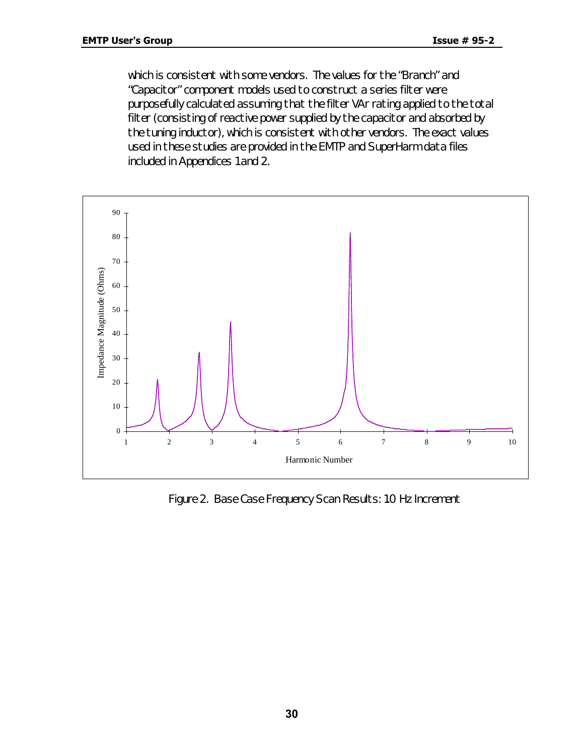which is consistent with some vendors. The values for the "Branch" and "Capacitor" component models used to construct a series filter were purposefully calculated assuming that the filter VAr rating applied to the total filter (consisting of reactive power supplied by the capacitor and absorbed by the tuning inductor), which is consistent with other vendors. The exact values used in these studies are provided in the EMTP and SuperHarm data files included in Appendices 1 and 2.

Figure 2. Base Case Frequency Scan Results: 10 Hz Increment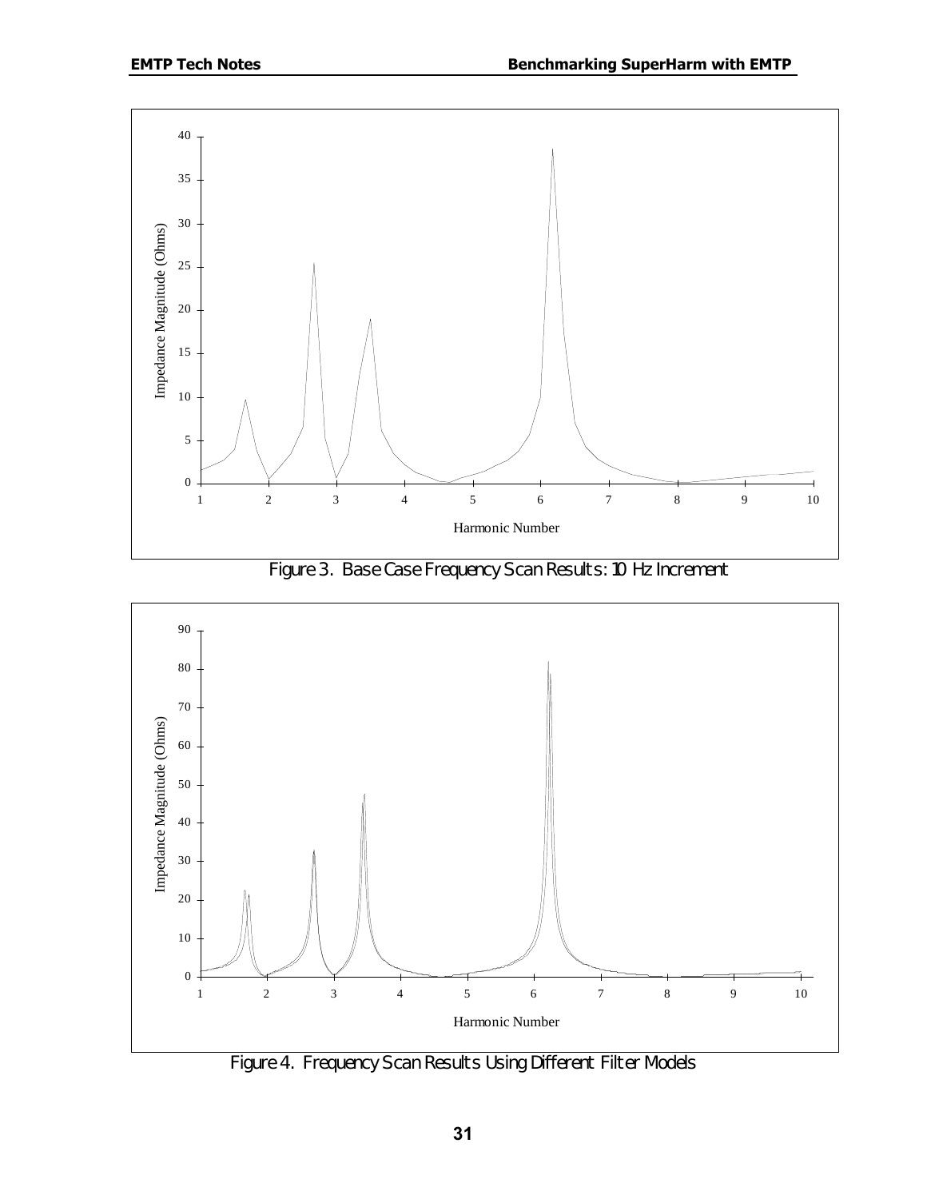Figure 3. Base Case Frequency Scan Results: 10 Hz Increment

Figure 4. Frequency Scan Results Using Different Filter Models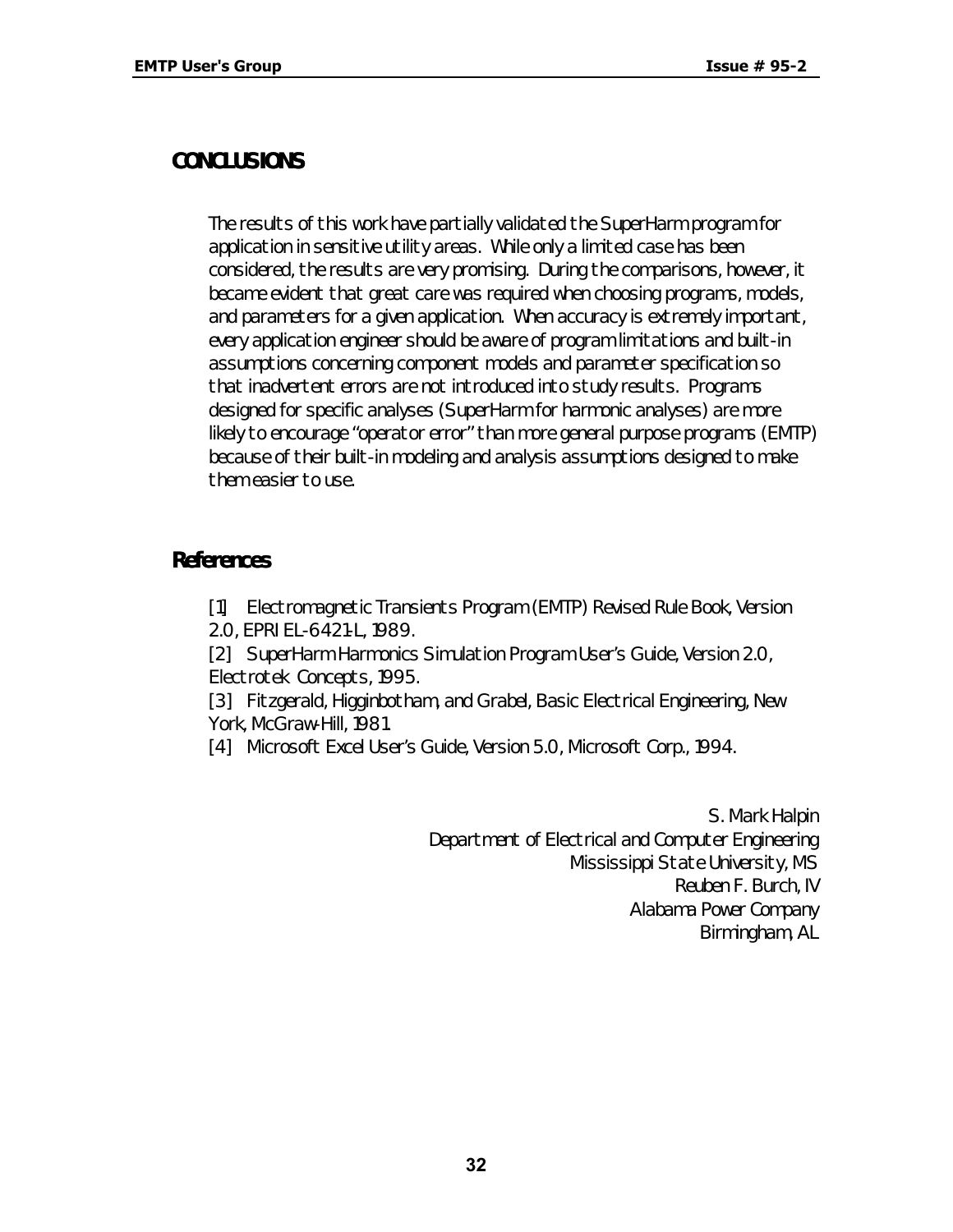## CONCLUSIONS

The results of this work have partially validated the SuperHarm program for application in sensitive utility areas. While only a limited case has been considered, the results are very promising. During the comparisons, however, it became evident that great care was required when choosing programs, models, and parameters for a given application. When accuracy is extremely important, every application engineer should be aware of program limitations and built-in assumptions concerning component models and parameter specification so that inadvertent errors are not introduced into study results. Programs designed for specific analyses (SuperHarm for harmonic analyses) are more likely to encourage "operator error" than more general purpose programs (EMTP) because of their built-in modeling and analysis assumptions designed to make them easier to use.

## References

[1] Electromagnetic Transients Program (EMTP) Revised Rule Book, Version 2.0, EPRI EL-6421-L, 1989.

[2] SuperHarm Harmonics Simulation Program User's Guide, Version 2.0, Electrotek Concepts, 1995.

[3] Fitzgerald, Higginbotham, and Grabel, Basic Electrical Engineering, New York, McGraw-Hill, 1981.

[4] Microsoft Excel User's Guide, Version 5.0, Microsoft Corp., 1994.

S. Mark Halpin
Department of Electrical and Computer Engineering
Mississippi State University, MS
Reuben F. Burch, IV
Alabama Power Company
Birmingham, AL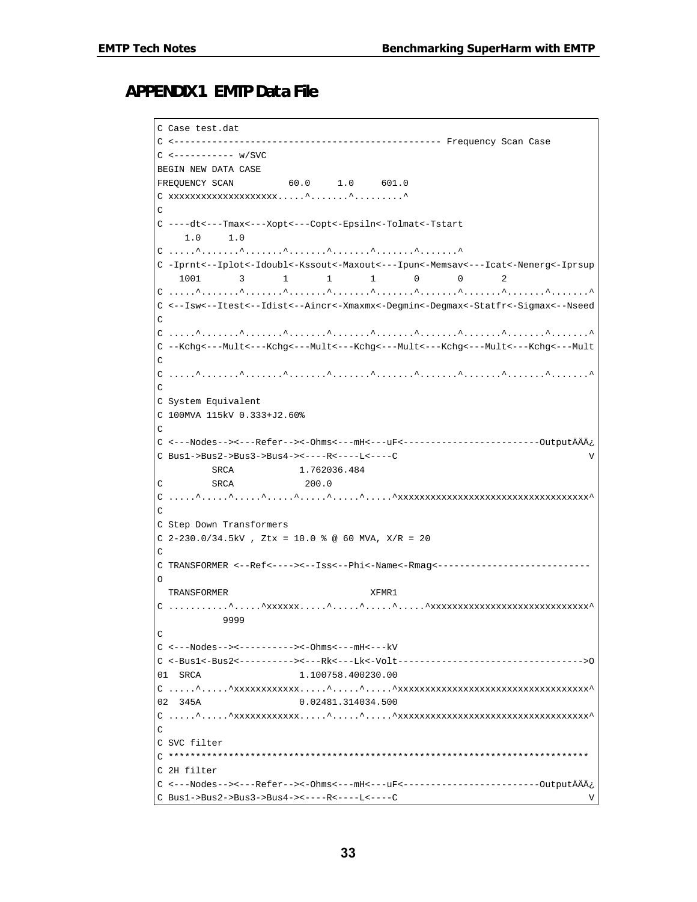# APPENDIX 1 EMTP Data File

```
C Case test.dat
C <------------------------------------------------- Frequency Scan Case
C <----------- w/SVC
BEGIN NEW DATA CASE
FREQUENCY SCAN          60.0     1.0     601.0
C xxxxxxxxxxxxxxxxxxxx.....^.......^.........^
C
C ----dt<---Tmax<---Xopt<---Copt<-Epsiln<-Tolmat<-Tstart
     1.0     1.0
C .....^.......^.......^.......^.......^.......^.......^
C -Iprnt<--Iplot<-Idoubl<-Kssout<-Maxout<---Ipun<-Memsav<---Icat<-Nenerg<-Iprsup
    1001       3       1       1       1       0       0       2
C .....^.......^.......^.......^.......^.......^.......^.......^.......^.......^
C <--Isw<--Itest<--Idist<--Aincr<-Xmaxmx<-Degmin<-Degmax<-Statfr<-Sigmax<--Nseed
C
C .....^.......^.......^.......^.......^.......^.......^.......^.......^.......^
C --Kchg<---Mult<---Kchg<---Mult<---Kchg<---Mult<---Kchg<---Mult<---Kchg<---Mult
C
C .....^.......^.......^.......^.......^.......^.......^.......^.......^.......^
C
C System Equivalent
C 100MVA 115kV 0.333+J2.60%
C
C <---Nodes--><---Refer--><-Ohms<---mH<---uF<-------------------------OutputÄÄÄ¿
C Bus1->Bus2->Bus3->Bus4-><----R<----L<----C                                   V
          SRCA            1.762036.484
C         SRCA             200.0
C .....^.....^.....^.....^.....^.....^.....^xxxxxxxxxxxxxxxxxxxxxxxxxxxxxxxxxxx^
C
C Step Down Transformers
C 2-230.0/34.5kV , Ztx = 10.0 % @ 60 MVA, X/R = 20
C
C TRANSFORMER <--Ref<----><--Iss<--Phi<-Name<-Rmag<----------------------------
O
  TRANSFORMER                            XFMR1
C ...........^.....^xxxxxx.....^.....^.....^.....^xxxxxxxxxxxxxxxxxxxxxxxxxxxxx^
           9999
C
C <---Nodes--><----------><-Ohms<---mH<---kV
C <-Bus1<-Bus2<----------><---Rk<---Lk<-Volt--------------------------------->O
01  SRCA                  1.100758.400230.00
C .....^.....^xxxxxxxxxxxx.....^.....^.....^xxxxxxxxxxxxxxxxxxxxxxxxxxxxxxxxxxx^
02  345A                  0.02481.314034.500
C .....^.....^xxxxxxxxxxxx.....^.....^.....^xxxxxxxxxxxxxxxxxxxxxxxxxxxxxxxxxxx^
C
C SVC filter
C ****************************************************************************
C 2H filter
C <---Nodes--><---Refer--><-Ohms<---mH<---uF<-------------------------OutputÄÄÄ¿
C Bus1->Bus2->Bus3->Bus4-><----R<----L<----C                                   V
```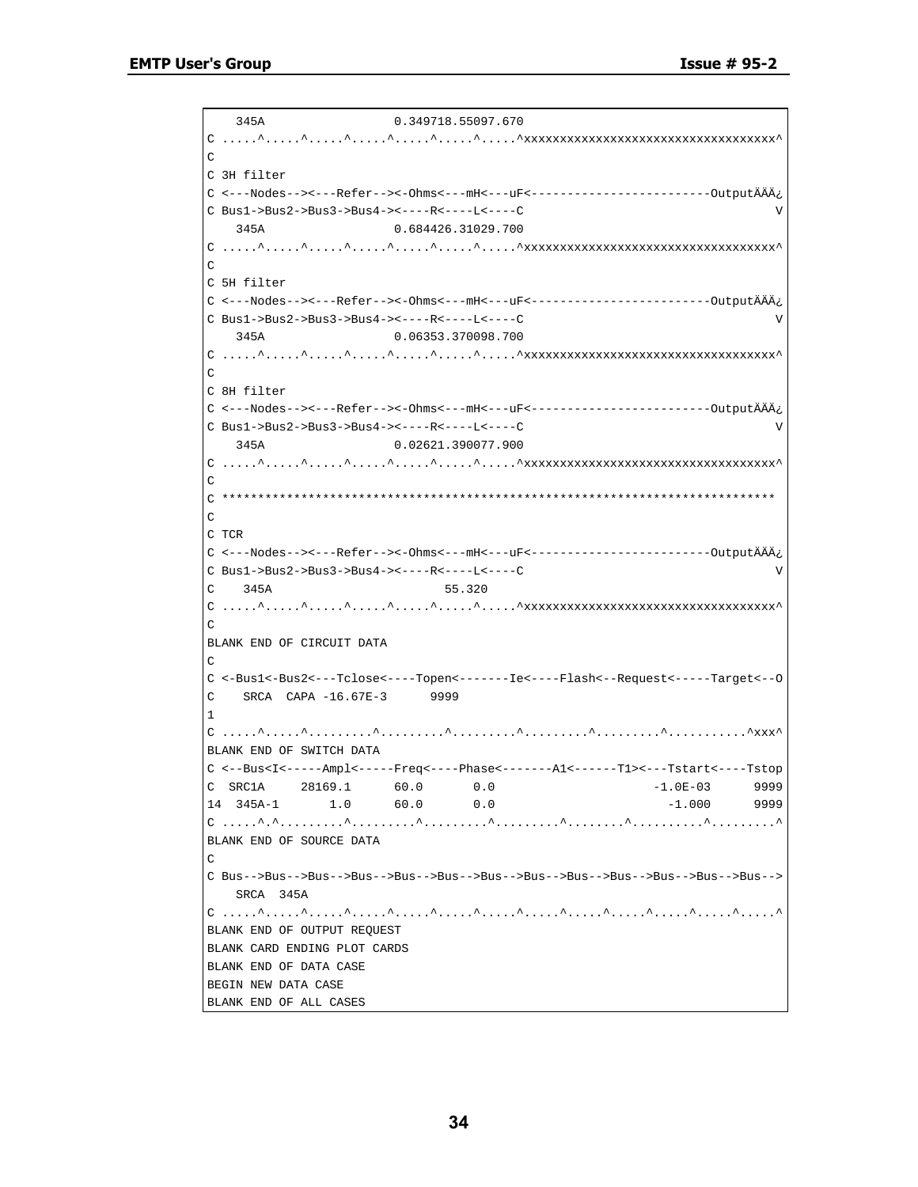```
   345A                  0.349718.55097.670
C .....^.....^.....^.....^.....^.....^.....^xxxxxxxxxxxxxxxxxxxxxxxxxxxxxxxxxxx^
C
C 3H filter
C <---Nodes--><---Refer--><-Ohms<---mH<---uF<-------------------------OutputÄÄÄ¿
C Bus1->Bus2->Bus3->Bus4-><----R<----L<----C                                   V
   345A                  0.684426.31029.700
C .....^.....^.....^.....^.....^.....^.....^xxxxxxxxxxxxxxxxxxxxxxxxxxxxxxxxxxx^
C
C 5H filter
C <---Nodes--><---Refer--><-Ohms<---mH<---uF<-------------------------OutputÄÄÄ¿
C Bus1->Bus2->Bus3->Bus4-><----R<----L<----C                                   V
   345A                  0.06353.370098.700
C .....^.....^.....^.....^.....^.....^.....^xxxxxxxxxxxxxxxxxxxxxxxxxxxxxxxxxxx^
C
C 8H filter
C <---Nodes--><---Refer--><-Ohms<---mH<---uF<-------------------------OutputÄÄÄ¿
C Bus1->Bus2->Bus3->Bus4-><----R<----L<----C                                   V
   345A                  0.02621.390077.900
C .....^.....^.....^.....^.....^.....^.....^xxxxxxxxxxxxxxxxxxxxxxxxxxxxxxxxxxx^
C
C ****************************************************************************
C
C TCR
C <---Nodes--><---Refer--><-Ohms<---mH<---uF<-------------------------OutputÄÄÄ¿
C Bus1->Bus2->Bus3->Bus4-><----R<----L<----C                                   V
C    345A                       55.320
C .....^.....^.....^.....^.....^.....^.....^xxxxxxxxxxxxxxxxxxxxxxxxxxxxxxxxxxx^
C
BLANK END OF CIRCUIT DATA
C
C <-Bus1<-Bus2<---Tclose<----Topen<-------Ie<----Flash<--Request<-----Target<--O
C    SRCA  CAPA -16.67E-3      9999
1
C .....^.....^.........^.........^.........^.........^.........^...........^xxx^
BLANK END OF SWITCH DATA
C <--Bus<I<-----Ampl<-----Freq<----Phase<-------A1<------T1><---Tstart<----Tstop
C  SRC1A     28169.1      60.0       0.0                      -1.0E-03      9999
14  345A-1       1.0      60.0       0.0                        -1.000      9999
C .....^.^.........^.........^.........^.........^........^..........^.........^
BLANK END OF SOURCE DATA
C
C Bus-->Bus-->Bus-->Bus-->Bus-->Bus-->Bus-->Bus-->Bus-->Bus-->Bus-->Bus-->Bus-->
   SRCA  345A
C .....^.....^.....^.....^.....^.....^.....^.....^.....^.....^.....^.....^.....^
BLANK END OF OUTPUT REQUEST
BLANK CARD ENDING PLOT CARDS
BLANK END OF DATA CASE
BEGIN NEW DATA CASE
BLANK END OF ALL CASES
```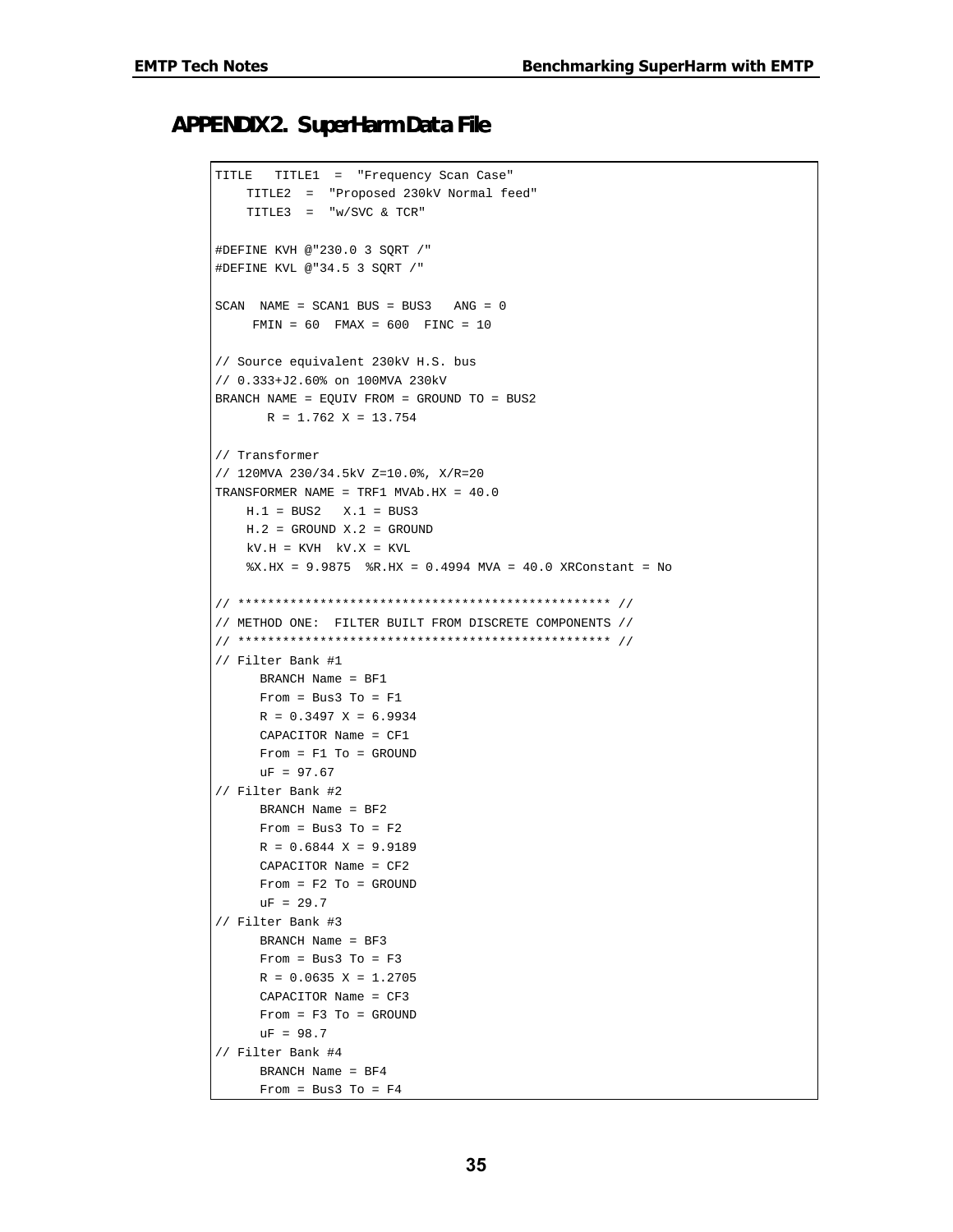## APPENDIX 2. SuperHarm Data File

```
TITLE   TITLE1  =  "Frequency Scan Case"
    TITLE2  =  "Proposed 230kV Normal feed"
    TITLE3  =  "w/SVC & TCR"

#DEFINE KVH @"230.0 3 SQRT /"
#DEFINE KVL @"34.5 3 SQRT /"

SCAN  NAME = SCAN1 BUS = BUS3   ANG = 0
     FMIN = 60  FMAX = 600  FINC = 10

// Source equivalent 230kV H.S. bus
// 0.333+J2.60% on 100MVA 230kV
BRANCH NAME = EQUIV FROM = GROUND TO = BUS2
       R = 1.762 X = 13.754

// Transformer
// 120MVA 230/34.5kV Z=10.0%, X/R=20
TRANSFORMER NAME = TRF1 MVAb.HX = 40.0
    H.1 = BUS2   X.1 = BUS3
    H.2 = GROUND X.2 = GROUND
    kV.H = KVH  kV.X = KVL
    %X.HX = 9.9875  %R.HX = 0.4994 MVA = 40.0 XRConstant = No

// ************************************************** //
// METHOD ONE:  FILTER BUILT FROM DISCRETE COMPONENTS //
// ************************************************** //
// Filter Bank #1
      BRANCH Name = BF1
      From = Bus3 To = F1
      R = 0.3497 X = 6.9934
      CAPACITOR Name = CF1
      From = F1 To = GROUND
      uF = 97.67
// Filter Bank #2
      BRANCH Name = BF2
      From = Bus3 To = F2
      R = 0.6844 X = 9.9189
      CAPACITOR Name = CF2
      From = F2 To = GROUND
      uF = 29.7
// Filter Bank #3
      BRANCH Name = BF3
      From = Bus3 To = F3
      R = 0.0635 X = 1.2705
      CAPACITOR Name = CF3
      From = F3 To = GROUND
      uF = 98.7
// Filter Bank #4
      BRANCH Name = BF4
      From = Bus3 To = F4
```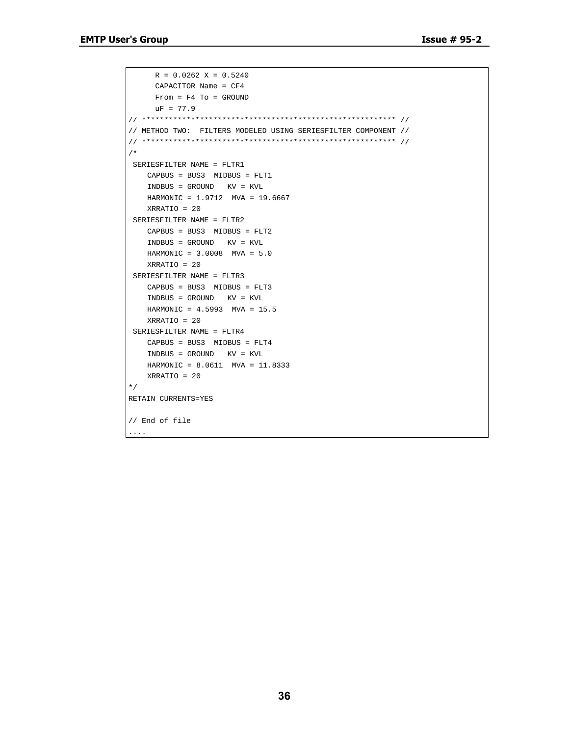```
      R = 0.0262 X = 0.5240
      CAPACITOR Name = CF4
      From = F4 To = GROUND
      uF = 77.9
// ********************************************************** //
// METHOD TWO:  FILTERS MODELED USING SERIESFILTER COMPONENT //
// ********************************************************** //
/*
 SERIESFILTER NAME = FLTR1
    CAPBUS = BUS3  MIDBUS = FLT1
    INDBUS = GROUND   KV = KVL
    HARMONIC = 1.9712  MVA = 19.6667
    XRRATIO = 20
 SERIESFILTER NAME = FLTR2
    CAPBUS = BUS3  MIDBUS = FLT2
    INDBUS = GROUND   KV = KVL
    HARMONIC = 3.0008  MVA = 5.0
    XRRATIO = 20
 SERIESFILTER NAME = FLTR3
    CAPBUS = BUS3  MIDBUS = FLT3
    INDBUS = GROUND   KV = KVL
    HARMONIC = 4.5993  MVA = 15.5
    XRRATIO = 20
 SERIESFILTER NAME = FLTR4
    CAPBUS = BUS3  MIDBUS = FLT4
    INDBUS = GROUND   KV = KVL
    HARMONIC = 8.0611  MVA = 11.8333
    XRRATIO = 20
*/
RETAIN CURRENTS=YES

// End of file
....
```